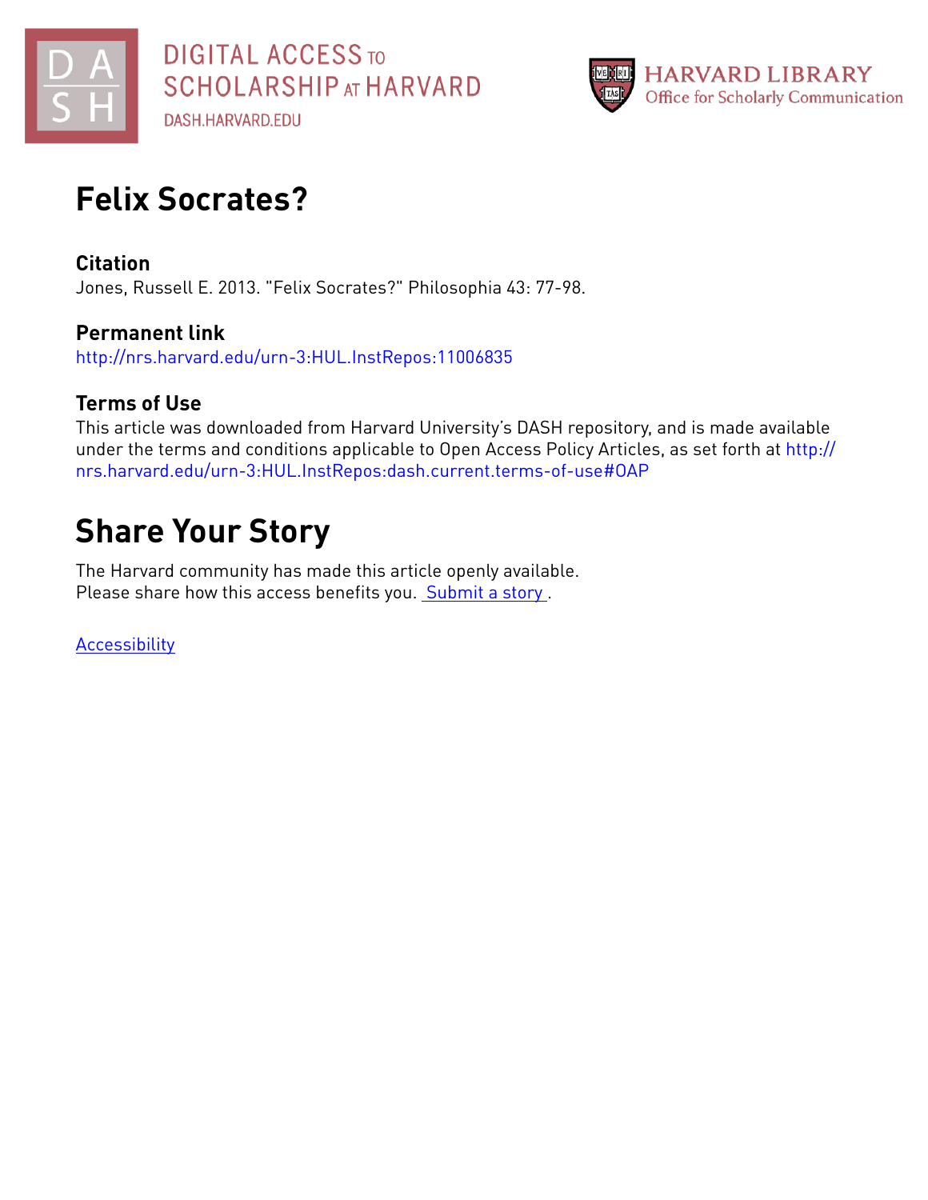DIGITAL ACCESS TO SCHOLARSHIP AT HARVARD

DASH.HARVARD.EDU

HARVARD LIBRARY
Office for Scholarly Communication

# Felix Socrates?

## Citation

Jones, Russell E. 2013. "Felix Socrates?" Philosophia 43: 77-98.

## Permanent link

http://nrs.harvard.edu/urn-3:HUL.InstRepos:11006835

## Terms of Use

This article was downloaded from Harvard University's DASH repository, and is made available under the terms and conditions applicable to Open Access Policy Articles, as set forth at http://nrs.harvard.edu/urn-3:HUL.InstRepos:dash.current.terms-of-use#OAP

# Share Your Story

The Harvard community has made this article openly available.
Please share how this access benefits you. Submit a story .

Accessibility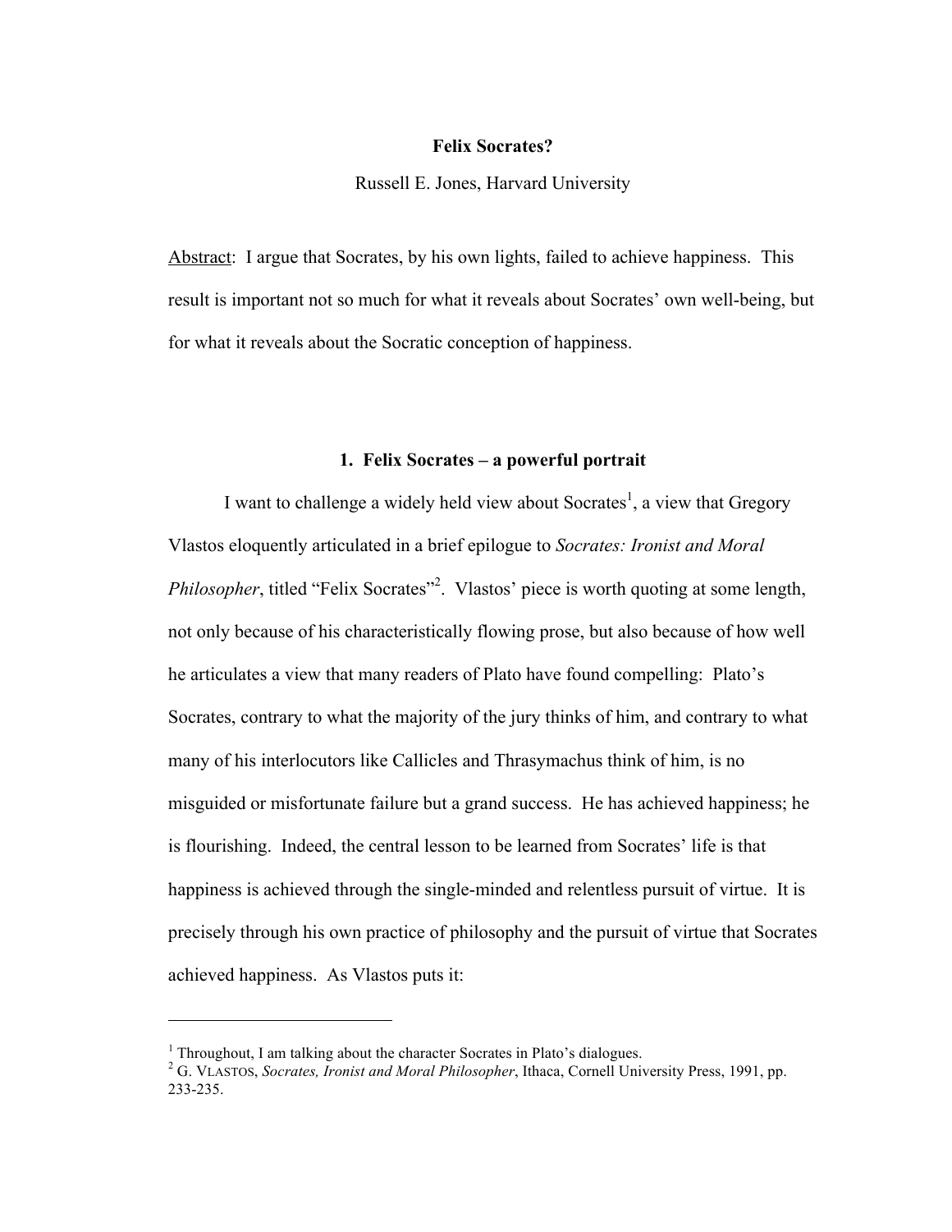**Felix Socrates?**

Russell E. Jones, Harvard University

Abstract: I argue that Socrates, by his own lights, failed to achieve happiness. This result is important not so much for what it reveals about Socrates' own well-being, but for what it reveals about the Socratic conception of happiness.

## 1. Felix Socrates – a powerful portrait

I want to challenge a widely held view about Socrates[1], a view that Gregory Vlastos eloquently articulated in a brief epilogue to *Socrates: Ironist and Moral Philosopher*, titled "Felix Socrates"[2]. Vlastos' piece is worth quoting at some length, not only because of his characteristically flowing prose, but also because of how well he articulates a view that many readers of Plato have found compelling: Plato's Socrates, contrary to what the majority of the jury thinks of him, and contrary to what many of his interlocutors like Callicles and Thrasymachus think of him, is no misguided or misfortunate failure but a grand success. He has achieved happiness; he is flourishing. Indeed, the central lesson to be learned from Socrates' life is that happiness is achieved through the single-minded and relentless pursuit of virtue. It is precisely through his own practice of philosophy and the pursuit of virtue that Socrates achieved happiness. As Vlastos puts it:

---

[1] Throughout, I am talking about the character Socrates in Plato's dialogues.

[2] G. VLASTOS, *Socrates, Ironist and Moral Philosopher*, Ithaca, Cornell University Press, 1991, pp. 233-235.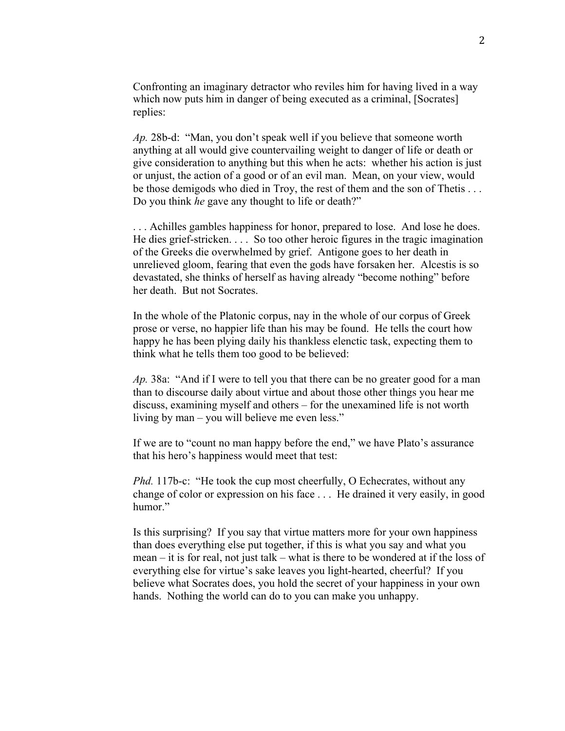Confronting an imaginary detractor who reviles him for having lived in a way which now puts him in danger of being executed as a criminal, [Socrates] replies:

*Ap.* 28b-d: "Man, you don't speak well if you believe that someone worth anything at all would give countervailing weight to danger of life or death or give consideration to anything but this when he acts: whether his action is just or unjust, the action of a good or of an evil man. Mean, on your view, would be those demigods who died in Troy, the rest of them and the son of Thetis . . . Do you think *he* gave any thought to life or death?"

. . . Achilles gambles happiness for honor, prepared to lose. And lose he does. He dies grief-stricken. . . . So too other heroic figures in the tragic imagination of the Greeks die overwhelmed by grief. Antigone goes to her death in unrelieved gloom, fearing that even the gods have forsaken her. Alcestis is so devastated, she thinks of herself as having already "become nothing" before her death. But not Socrates.

In the whole of the Platonic corpus, nay in the whole of our corpus of Greek prose or verse, no happier life than his may be found. He tells the court how happy he has been plying daily his thankless elenctic task, expecting them to think what he tells them too good to be believed:

*Ap.* 38a: "And if I were to tell you that there can be no greater good for a man than to discourse daily about virtue and about those other things you hear me discuss, examining myself and others – for the unexamined life is not worth living by man – you will believe me even less."

If we are to "count no man happy before the end," we have Plato's assurance that his hero's happiness would meet that test:

*Phd.* 117b-c: "He took the cup most cheerfully, O Echecrates, without any change of color or expression on his face . . . He drained it very easily, in good humor."

Is this surprising? If you say that virtue matters more for your own happiness than does everything else put together, if this is what you say and what you mean – it is for real, not just talk – what is there to be wondered at if the loss of everything else for virtue's sake leaves you light-hearted, cheerful? If you believe what Socrates does, you hold the secret of your happiness in your own hands. Nothing the world can do to you can make you unhappy.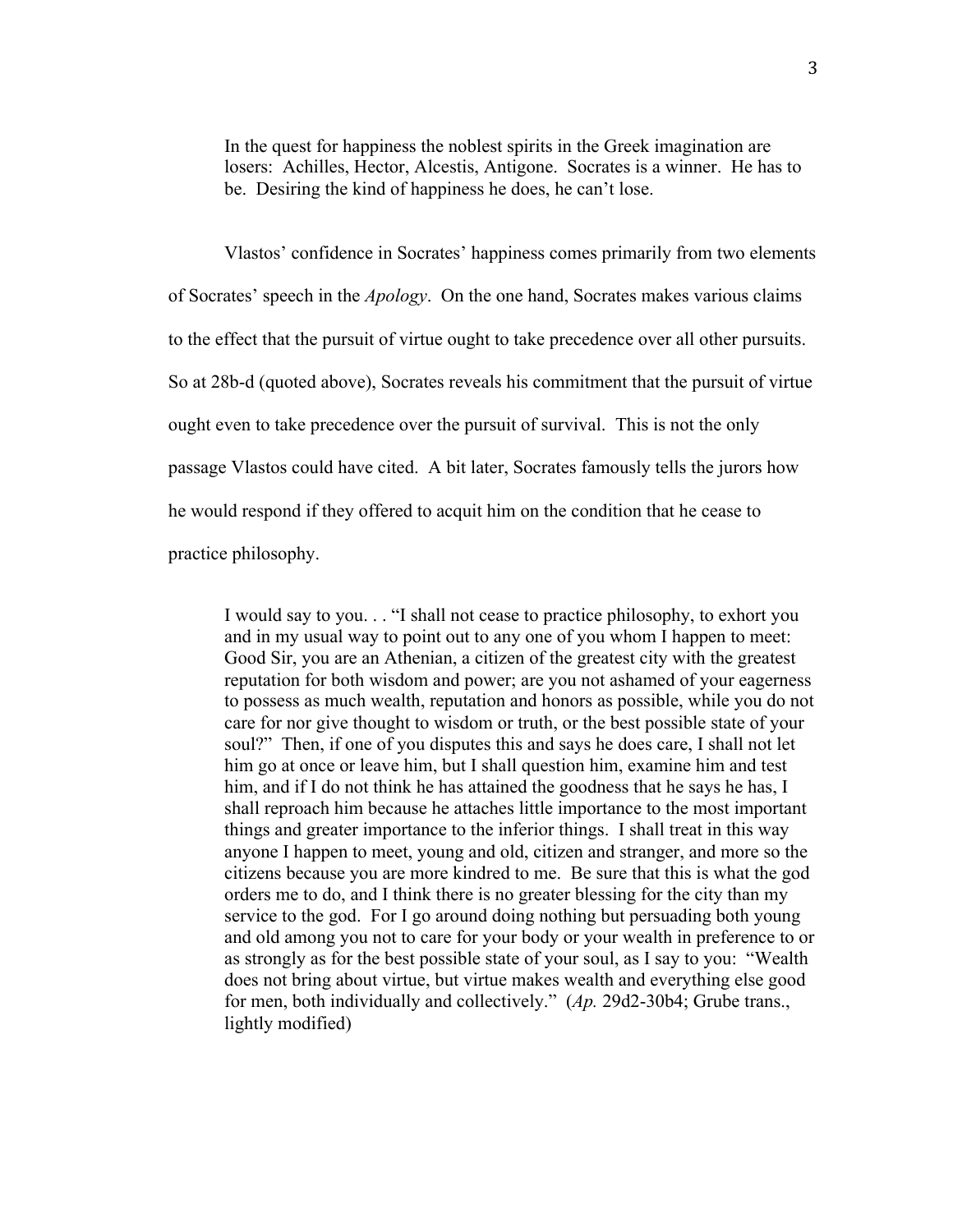> In the quest for happiness the noblest spirits in the Greek imagination are losers: Achilles, Hector, Alcestis, Antigone. Socrates is a winner. He has to be. Desiring the kind of happiness he does, he can't lose.

Vlastos' confidence in Socrates' happiness comes primarily from two elements of Socrates' speech in the *Apology*. On the one hand, Socrates makes various claims to the effect that the pursuit of virtue ought to take precedence over all other pursuits. So at 28b-d (quoted above), Socrates reveals his commitment that the pursuit of virtue ought even to take precedence over the pursuit of survival. This is not the only passage Vlastos could have cited. A bit later, Socrates famously tells the jurors how he would respond if they offered to acquit him on the condition that he cease to practice philosophy.

> I would say to you. . . "I shall not cease to practice philosophy, to exhort you and in my usual way to point out to any one of you whom I happen to meet: Good Sir, you are an Athenian, a citizen of the greatest city with the greatest reputation for both wisdom and power; are you not ashamed of your eagerness to possess as much wealth, reputation and honors as possible, while you do not care for nor give thought to wisdom or truth, or the best possible state of your soul?" Then, if one of you disputes this and says he does care, I shall not let him go at once or leave him, but I shall question him, examine him and test him, and if I do not think he has attained the goodness that he says he has, I shall reproach him because he attaches little importance to the most important things and greater importance to the inferior things. I shall treat in this way anyone I happen to meet, young and old, citizen and stranger, and more so the citizens because you are more kindred to me. Be sure that this is what the god orders me to do, and I think there is no greater blessing for the city than my service to the god. For I go around doing nothing but persuading both young and old among you not to care for your body or your wealth in preference to or as strongly as for the best possible state of your soul, as I say to you: "Wealth does not bring about virtue, but virtue makes wealth and everything else good for men, both individually and collectively." (*Ap.* 29d2-30b4; Grube trans., lightly modified)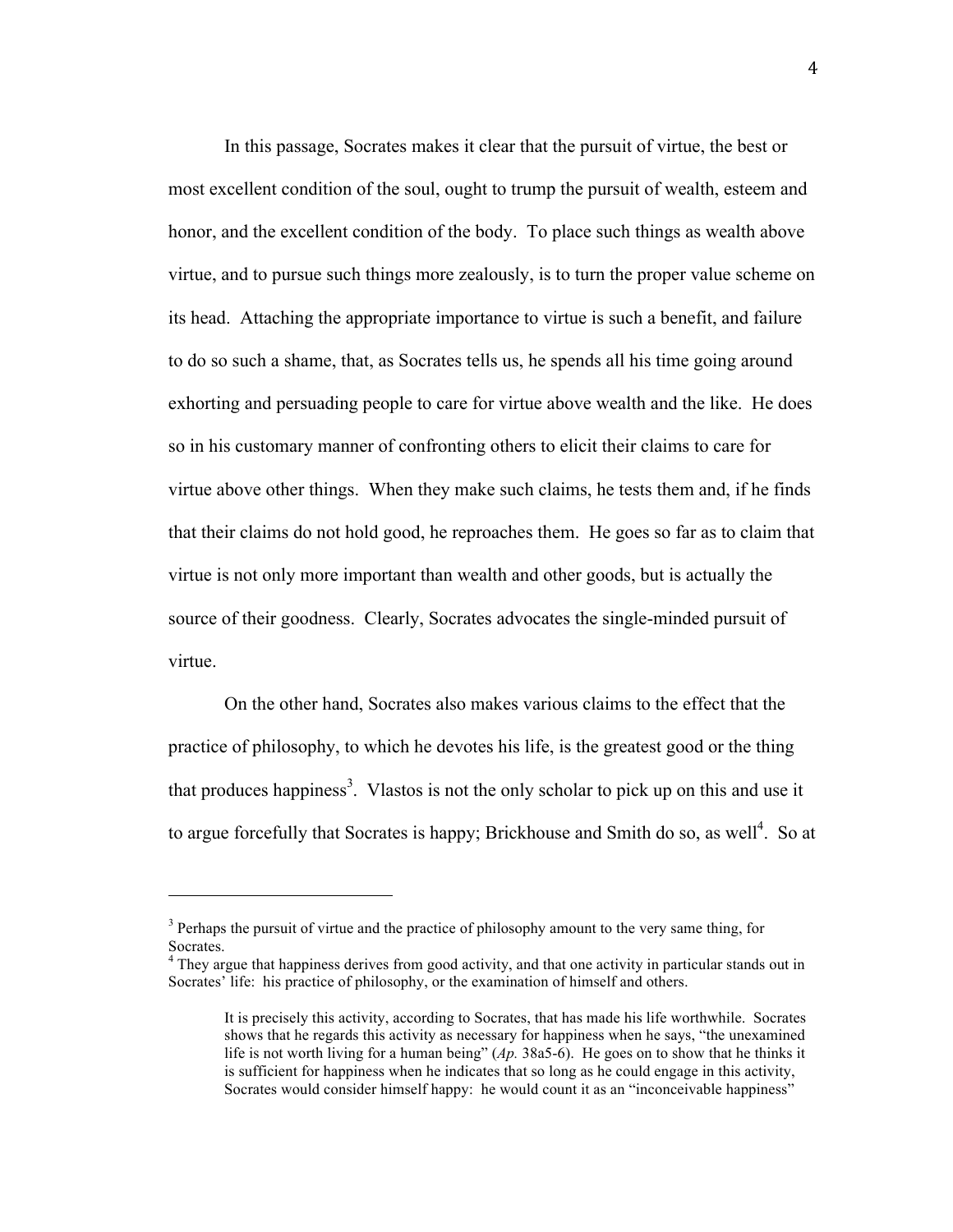In this passage, Socrates makes it clear that the pursuit of virtue, the best or most excellent condition of the soul, ought to trump the pursuit of wealth, esteem and honor, and the excellent condition of the body. To place such things as wealth above virtue, and to pursue such things more zealously, is to turn the proper value scheme on its head. Attaching the appropriate importance to virtue is such a benefit, and failure to do so such a shame, that, as Socrates tells us, he spends all his time going around exhorting and persuading people to care for virtue above wealth and the like. He does so in his customary manner of confronting others to elicit their claims to care for virtue above other things. When they make such claims, he tests them and, if he finds that their claims do not hold good, he reproaches them. He goes so far as to claim that virtue is not only more important than wealth and other goods, but is actually the source of their goodness. Clearly, Socrates advocates the single-minded pursuit of virtue.

On the other hand, Socrates also makes various claims to the effect that the practice of philosophy, to which he devotes his life, is the greatest good or the thing that produces happiness[3]. Vlastos is not the only scholar to pick up on this and use it to argue forcefully that Socrates is happy; Brickhouse and Smith do so, as well[4]. So at

---

[3] Perhaps the pursuit of virtue and the practice of philosophy amount to the very same thing, for Socrates.

[4] They argue that happiness derives from good activity, and that one activity in particular stands out in Socrates' life: his practice of philosophy, or the examination of himself and others.

> It is precisely this activity, according to Socrates, that has made his life worthwhile. Socrates shows that he regards this activity as necessary for happiness when he says, "the unexamined life is not worth living for a human being" (*Ap.* 38a5-6). He goes on to show that he thinks it is sufficient for happiness when he indicates that so long as he could engage in this activity, Socrates would consider himself happy: he would count it as an "inconceivable happiness"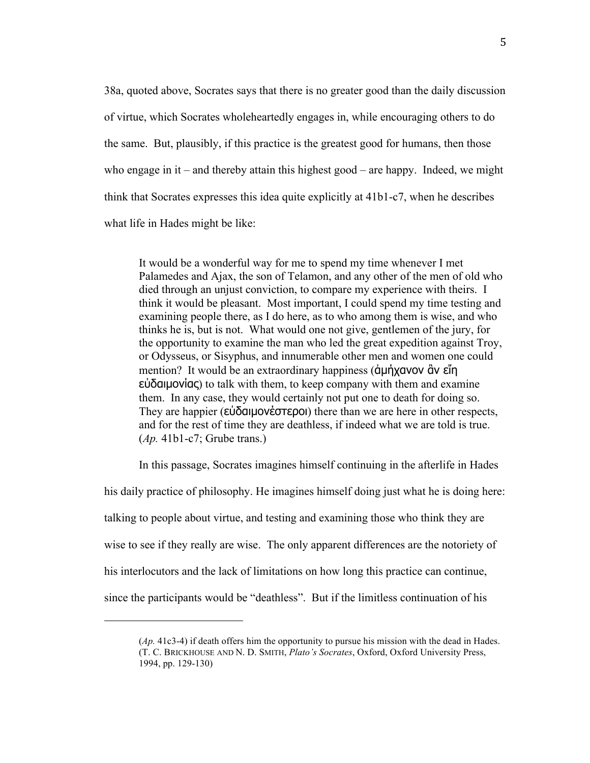38a, quoted above, Socrates says that there is no greater good than the daily discussion of virtue, which Socrates wholeheartedly engages in, while encouraging others to do the same. But, plausibly, if this practice is the greatest good for humans, then those who engage in it – and thereby attain this highest good – are happy. Indeed, we might think that Socrates expresses this idea quite explicitly at 41b1-c7, when he describes what life in Hades might be like:

> It would be a wonderful way for me to spend my time whenever I met Palamedes and Ajax, the son of Telamon, and any other of the men of old who died through an unjust conviction, to compare my experience with theirs. I think it would be pleasant. Most important, I could spend my time testing and examining people there, as I do here, as to who among them is wise, and who thinks he is, but is not. What would one not give, gentlemen of the jury, for the opportunity to examine the man who led the great expedition against Troy, or Odysseus, or Sisyphus, and innumerable other men and women one could mention? It would be an extraordinary happiness (ἀμήχανον ἂν εἴη εὐδαιμονίας) to talk with them, to keep company with them and examine them. In any case, they would certainly not put one to death for doing so. They are happier (εὐδαιμονέστεροι) there than we are here in other respects, and for the rest of time they are deathless, if indeed what we are told is true. (*Ap.* 41b1-c7; Grube trans.)

In this passage, Socrates imagines himself continuing in the afterlife in Hades his daily practice of philosophy. He imagines himself doing just what he is doing here: talking to people about virtue, and testing and examining those who think they are wise to see if they really are wise. The only apparent differences are the notoriety of his interlocutors and the lack of limitations on how long this practice can continue, since the participants would be "deathless". But if the limitless continuation of his

---

(*Ap.* 41c3-4) if death offers him the opportunity to pursue his mission with the dead in Hades. (T. C. BRICKHOUSE AND N. D. SMITH, *Plato's Socrates*, Oxford, Oxford University Press, 1994, pp. 129-130)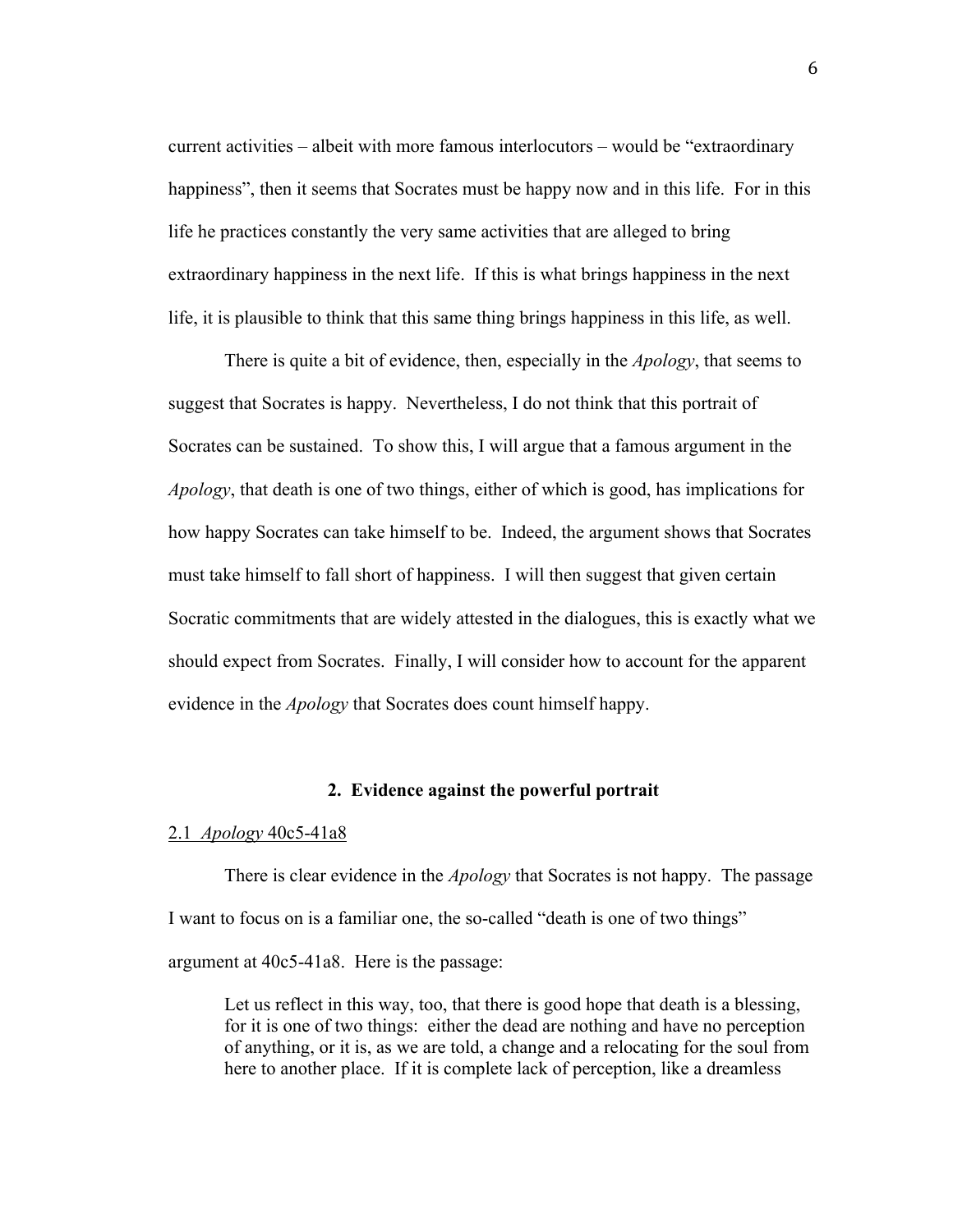current activities – albeit with more famous interlocutors – would be "extraordinary happiness", then it seems that Socrates must be happy now and in this life. For in this life he practices constantly the very same activities that are alleged to bring extraordinary happiness in the next life. If this is what brings happiness in the next life, it is plausible to think that this same thing brings happiness in this life, as well.

There is quite a bit of evidence, then, especially in the *Apology*, that seems to suggest that Socrates is happy. Nevertheless, I do not think that this portrait of Socrates can be sustained. To show this, I will argue that a famous argument in the *Apology*, that death is one of two things, either of which is good, has implications for how happy Socrates can take himself to be. Indeed, the argument shows that Socrates must take himself to fall short of happiness. I will then suggest that given certain Socratic commitments that are widely attested in the dialogues, this is exactly what we should expect from Socrates. Finally, I will consider how to account for the apparent evidence in the *Apology* that Socrates does count himself happy.

## 2. Evidence against the powerful portrait

### 2.1 *Apology* 40c5-41a8

There is clear evidence in the *Apology* that Socrates is not happy. The passage I want to focus on is a familiar one, the so-called "death is one of two things" argument at 40c5-41a8. Here is the passage:

> Let us reflect in this way, too, that there is good hope that death is a blessing, for it is one of two things: either the dead are nothing and have no perception of anything, or it is, as we are told, a change and a relocating for the soul from here to another place. If it is complete lack of perception, like a dreamless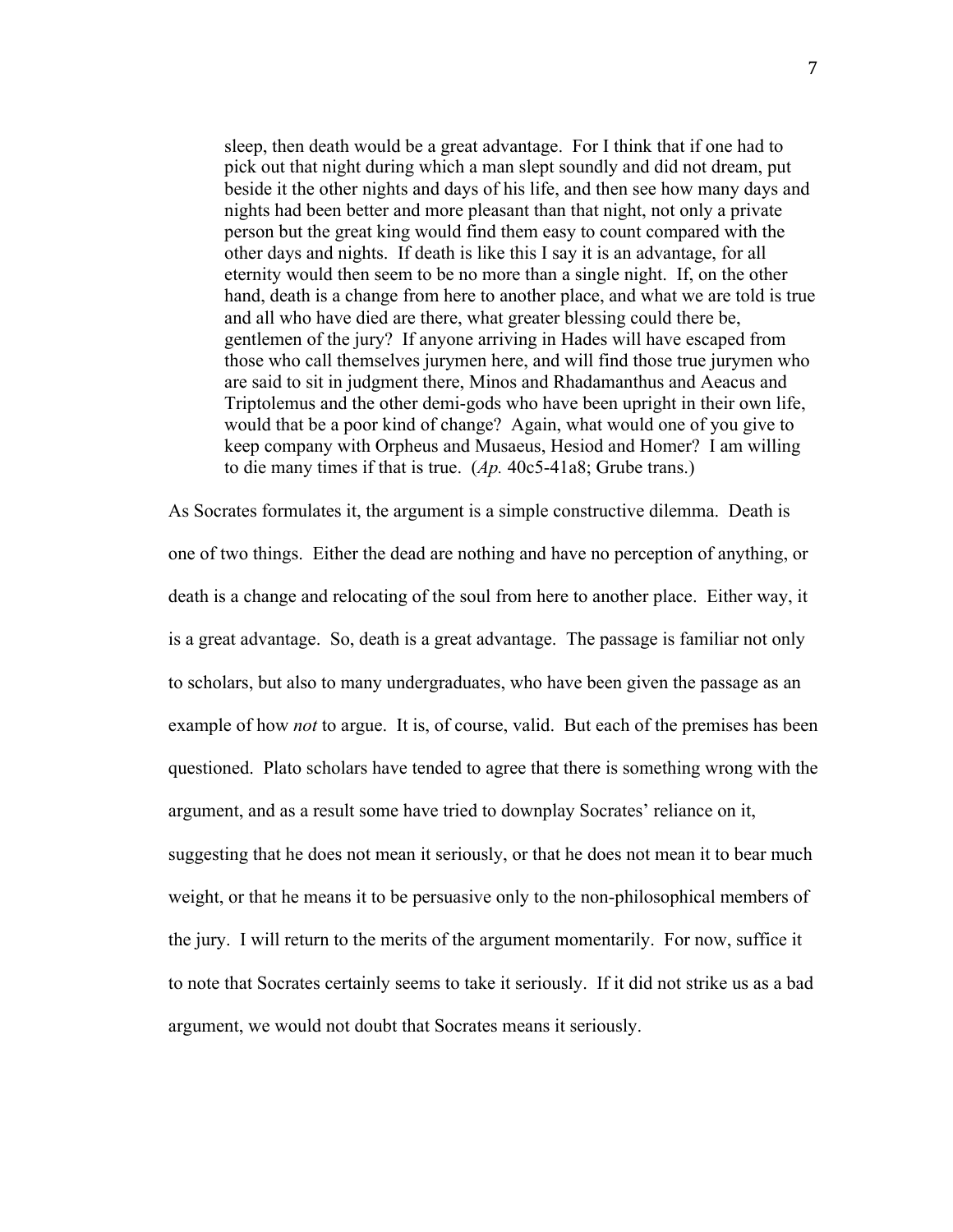> sleep, then death would be a great advantage. For I think that if one had to pick out that night during which a man slept soundly and did not dream, put beside it the other nights and days of his life, and then see how many days and nights had been better and more pleasant than that night, not only a private person but the great king would find them easy to count compared with the other days and nights. If death is like this I say it is an advantage, for all eternity would then seem to be no more than a single night. If, on the other hand, death is a change from here to another place, and what we are told is true and all who have died are there, what greater blessing could there be, gentlemen of the jury? If anyone arriving in Hades will have escaped from those who call themselves jurymen here, and will find those true jurymen who are said to sit in judgment there, Minos and Rhadamanthus and Aeacus and Triptolemus and the other demi-gods who have been upright in their own life, would that be a poor kind of change? Again, what would one of you give to keep company with Orpheus and Musaeus, Hesiod and Homer? I am willing to die many times if that is true. (*Ap.* 40c5-41a8; Grube trans.)

As Socrates formulates it, the argument is a simple constructive dilemma. Death is one of two things. Either the dead are nothing and have no perception of anything, or death is a change and relocating of the soul from here to another place. Either way, it is a great advantage. So, death is a great advantage. The passage is familiar not only to scholars, but also to many undergraduates, who have been given the passage as an example of how *not* to argue. It is, of course, valid. But each of the premises has been questioned. Plato scholars have tended to agree that there is something wrong with the argument, and as a result some have tried to downplay Socrates' reliance on it, suggesting that he does not mean it seriously, or that he does not mean it to bear much weight, or that he means it to be persuasive only to the non-philosophical members of the jury. I will return to the merits of the argument momentarily. For now, suffice it to note that Socrates certainly seems to take it seriously. If it did not strike us as a bad argument, we would not doubt that Socrates means it seriously.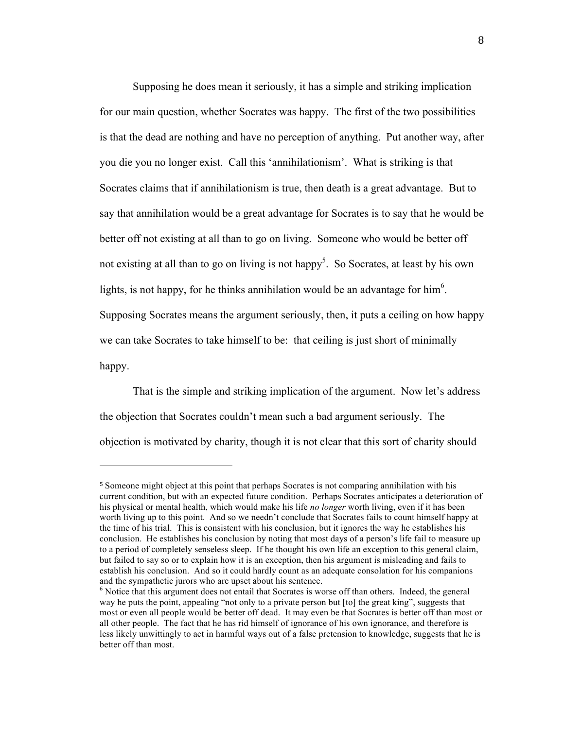Supposing he does mean it seriously, it has a simple and striking implication for our main question, whether Socrates was happy. The first of the two possibilities is that the dead are nothing and have no perception of anything. Put another way, after you die you no longer exist. Call this 'annihilationism'. What is striking is that Socrates claims that if annihilationism is true, then death is a great advantage. But to say that annihilation would be a great advantage for Socrates is to say that he would be better off not existing at all than to go on living. Someone who would be better off not existing at all than to go on living is not happy[5]. So Socrates, at least by his own lights, is not happy, for he thinks annihilation would be an advantage for him[6]. Supposing Socrates means the argument seriously, then, it puts a ceiling on how happy we can take Socrates to take himself to be: that ceiling is just short of minimally happy.

That is the simple and striking implication of the argument. Now let's address the objection that Socrates couldn't mean such a bad argument seriously. The objection is motivated by charity, though it is not clear that this sort of charity should

---

[5] Someone might object at this point that perhaps Socrates is not comparing annihilation with his current condition, but with an expected future condition. Perhaps Socrates anticipates a deterioration of his physical or mental health, which would make his life *no longer* worth living, even if it has been worth living up to this point. And so we needn't conclude that Socrates fails to count himself happy at the time of his trial. This is consistent with his conclusion, but it ignores the way he establishes his conclusion. He establishes his conclusion by noting that most days of a person's life fail to measure up to a period of completely senseless sleep. If he thought his own life an exception to this general claim, but failed to say so or to explain how it is an exception, then his argument is misleading and fails to establish his conclusion. And so it could hardly count as an adequate consolation for his companions and the sympathetic jurors who are upset about his sentence.

[6] Notice that this argument does not entail that Socrates is worse off than others. Indeed, the general way he puts the point, appealing "not only to a private person but [to] the great king", suggests that most or even all people would be better off dead. It may even be that Socrates is better off than most or all other people. The fact that he has rid himself of ignorance of his own ignorance, and therefore is less likely unwittingly to act in harmful ways out of a false pretension to knowledge, suggests that he is better off than most.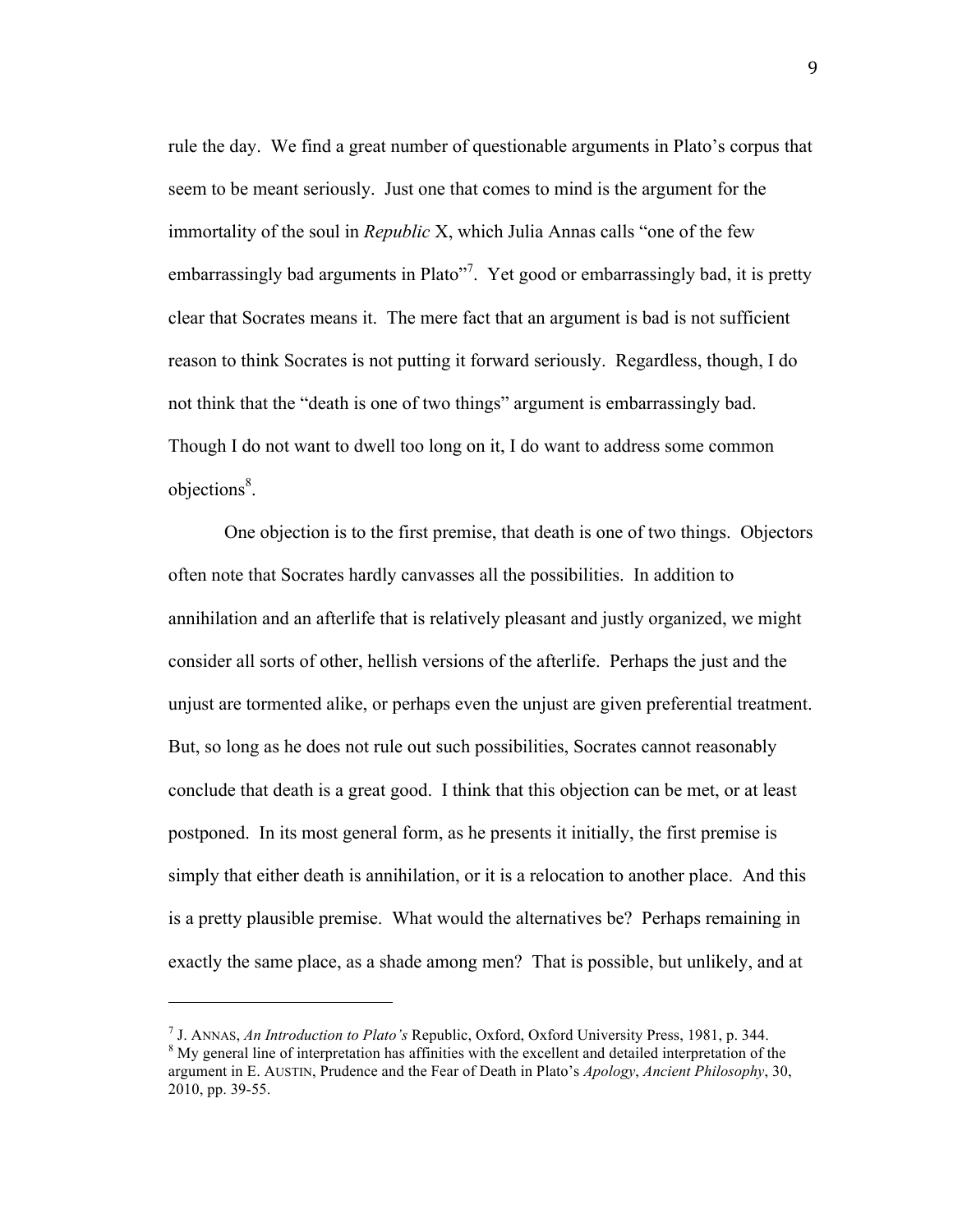rule the day. We find a great number of questionable arguments in Plato's corpus that seem to be meant seriously. Just one that comes to mind is the argument for the immortality of the soul in *Republic* X, which Julia Annas calls "one of the few embarrassingly bad arguments in Plato"[7]. Yet good or embarrassingly bad, it is pretty clear that Socrates means it. The mere fact that an argument is bad is not sufficient reason to think Socrates is not putting it forward seriously. Regardless, though, I do not think that the "death is one of two things" argument is embarrassingly bad. Though I do not want to dwell too long on it, I do want to address some common objections[8].

One objection is to the first premise, that death is one of two things. Objectors often note that Socrates hardly canvasses all the possibilities. In addition to annihilation and an afterlife that is relatively pleasant and justly organized, we might consider all sorts of other, hellish versions of the afterlife. Perhaps the just and the unjust are tormented alike, or perhaps even the unjust are given preferential treatment. But, so long as he does not rule out such possibilities, Socrates cannot reasonably conclude that death is a great good. I think that this objection can be met, or at least postponed. In its most general form, as he presents it initially, the first premise is simply that either death is annihilation, or it is a relocation to another place. And this is a pretty plausible premise. What would the alternatives be? Perhaps remaining in exactly the same place, as a shade among men? That is possible, but unlikely, and at

---

[7] J. ANNAS, *An Introduction to Plato's* Republic, Oxford, Oxford University Press, 1981, p. 344.

[8] My general line of interpretation has affinities with the excellent and detailed interpretation of the argument in E. AUSTIN, Prudence and the Fear of Death in Plato's *Apology*, *Ancient Philosophy*, 30, 2010, pp. 39-55.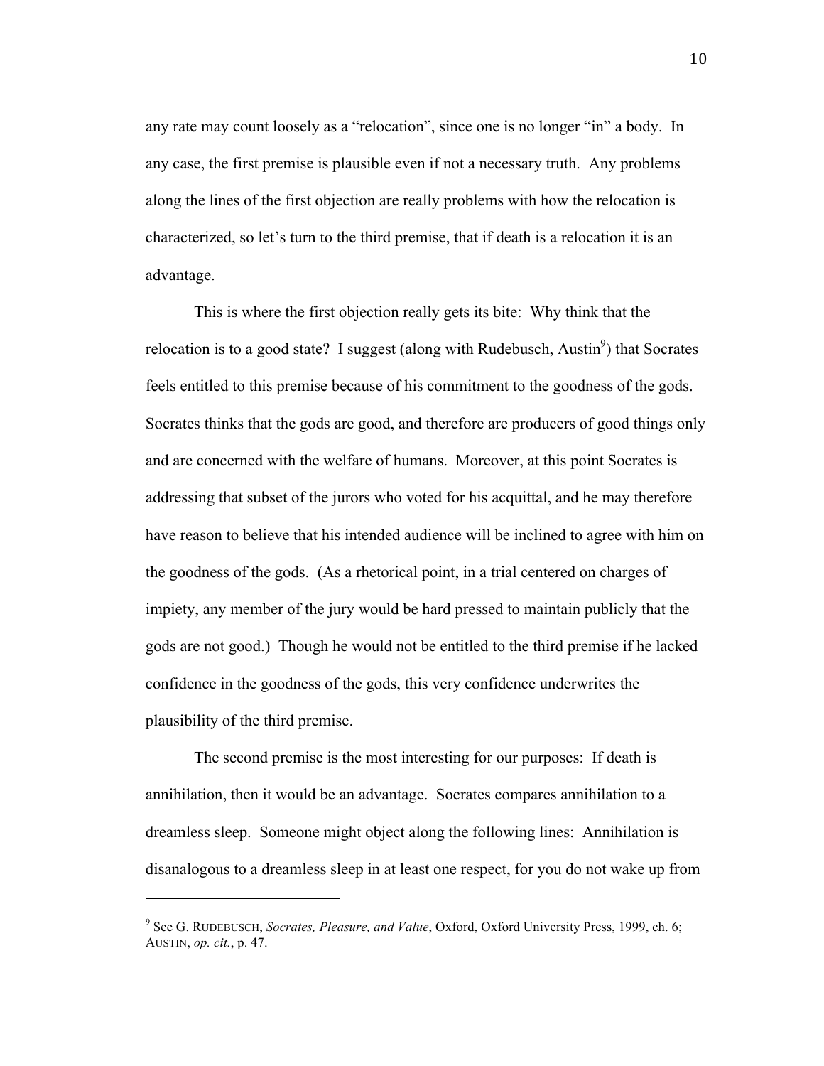any rate may count loosely as a "relocation", since one is no longer "in" a body. In any case, the first premise is plausible even if not a necessary truth. Any problems along the lines of the first objection are really problems with how the relocation is characterized, so let's turn to the third premise, that if death is a relocation it is an advantage.

This is where the first objection really gets its bite: Why think that the relocation is to a good state? I suggest (along with Rudebusch, Austin[9]) that Socrates feels entitled to this premise because of his commitment to the goodness of the gods. Socrates thinks that the gods are good, and therefore are producers of good things only and are concerned with the welfare of humans. Moreover, at this point Socrates is addressing that subset of the jurors who voted for his acquittal, and he may therefore have reason to believe that his intended audience will be inclined to agree with him on the goodness of the gods. (As a rhetorical point, in a trial centered on charges of impiety, any member of the jury would be hard pressed to maintain publicly that the gods are not good.) Though he would not be entitled to the third premise if he lacked confidence in the goodness of the gods, this very confidence underwrites the plausibility of the third premise.

The second premise is the most interesting for our purposes: If death is annihilation, then it would be an advantage. Socrates compares annihilation to a dreamless sleep. Someone might object along the following lines: Annihilation is disanalogous to a dreamless sleep in at least one respect, for you do not wake up from

---

[9] See G. RUDEBUSCH, *Socrates, Pleasure, and Value*, Oxford, Oxford University Press, 1999, ch. 6; AUSTIN, *op. cit.*, p. 47.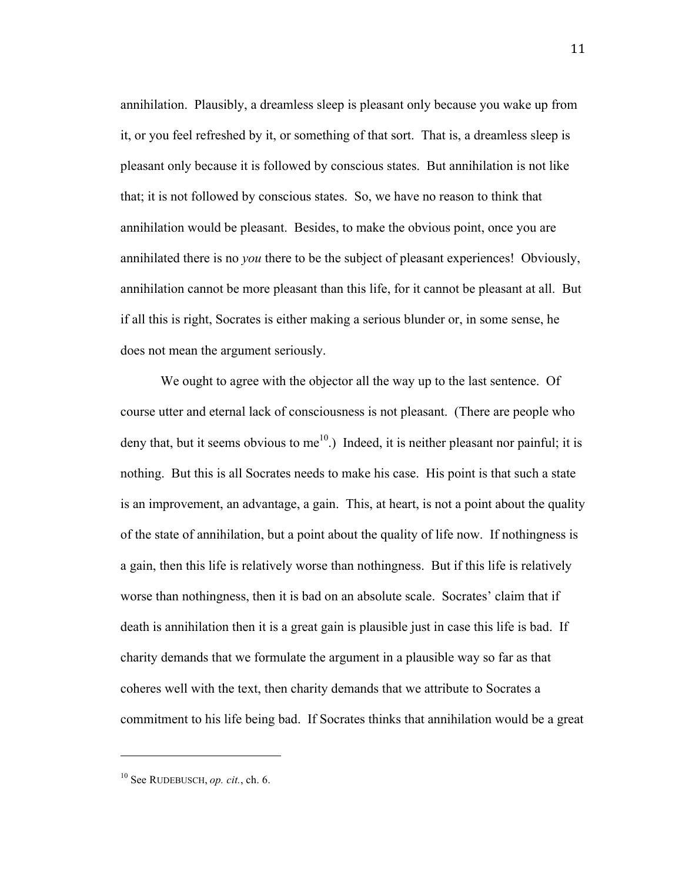annihilation. Plausibly, a dreamless sleep is pleasant only because you wake up from it, or you feel refreshed by it, or something of that sort. That is, a dreamless sleep is pleasant only because it is followed by conscious states. But annihilation is not like that; it is not followed by conscious states. So, we have no reason to think that annihilation would be pleasant. Besides, to make the obvious point, once you are annihilated there is no *you* there to be the subject of pleasant experiences! Obviously, annihilation cannot be more pleasant than this life, for it cannot be pleasant at all. But if all this is right, Socrates is either making a serious blunder or, in some sense, he does not mean the argument seriously.

We ought to agree with the objector all the way up to the last sentence. Of course utter and eternal lack of consciousness is not pleasant. (There are people who deny that, but it seems obvious to me[10].) Indeed, it is neither pleasant nor painful; it is nothing. But this is all Socrates needs to make his case. His point is that such a state is an improvement, an advantage, a gain. This, at heart, is not a point about the quality of the state of annihilation, but a point about the quality of life now. If nothingness is a gain, then this life is relatively worse than nothingness. But if this life is relatively worse than nothingness, then it is bad on an absolute scale. Socrates' claim that if death is annihilation then it is a great gain is plausible just in case this life is bad. If charity demands that we formulate the argument in a plausible way so far as that coheres well with the text, then charity demands that we attribute to Socrates a commitment to his life being bad. If Socrates thinks that annihilation would be a great

---

[10] See RUDEBUSCH, *op. cit.*, ch. 6.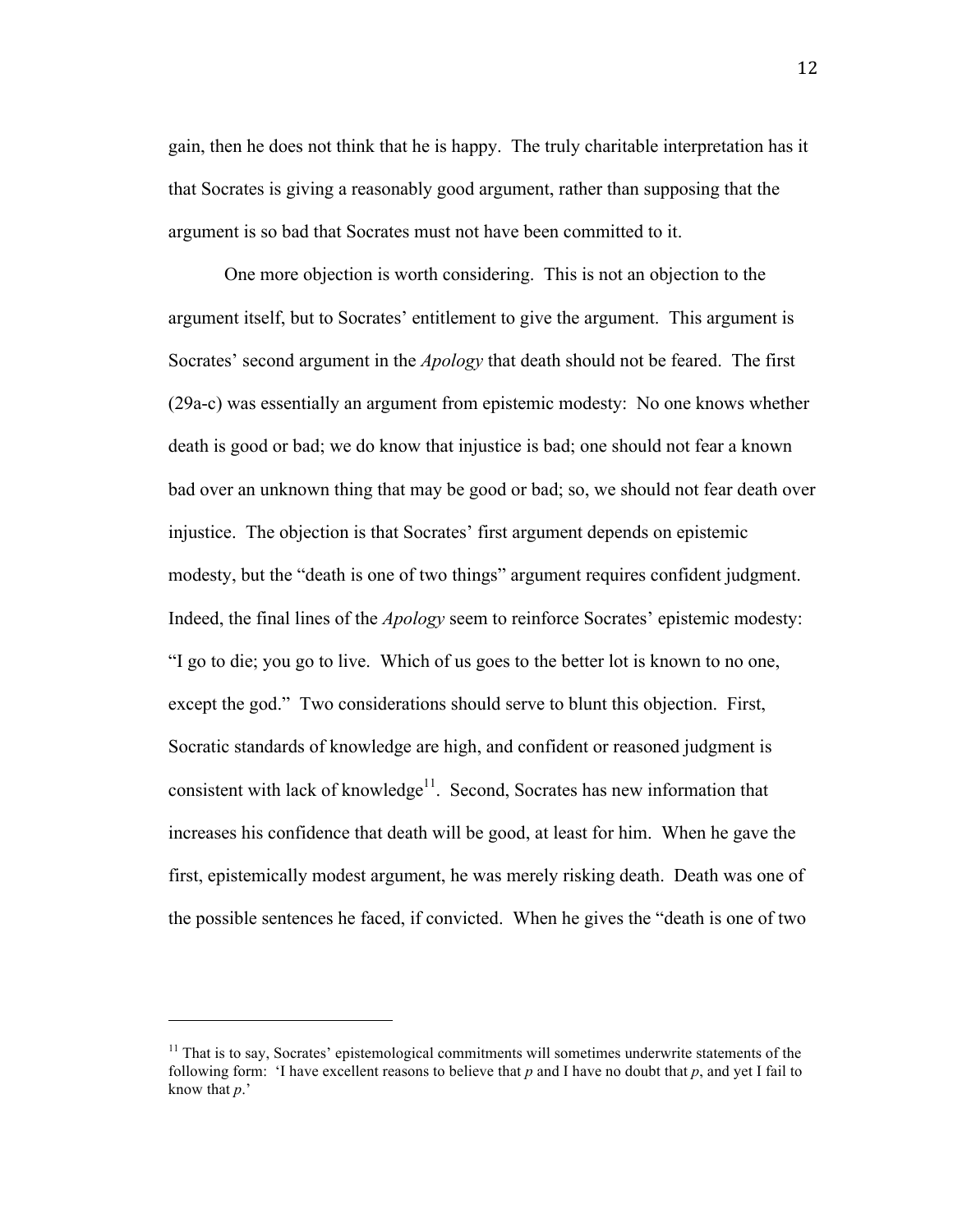gain, then he does not think that he is happy. The truly charitable interpretation has it that Socrates is giving a reasonably good argument, rather than supposing that the argument is so bad that Socrates must not have been committed to it.

One more objection is worth considering. This is not an objection to the argument itself, but to Socrates' entitlement to give the argument. This argument is Socrates' second argument in the *Apology* that death should not be feared. The first (29a-c) was essentially an argument from epistemic modesty: No one knows whether death is good or bad; we do know that injustice is bad; one should not fear a known bad over an unknown thing that may be good or bad; so, we should not fear death over injustice. The objection is that Socrates' first argument depends on epistemic modesty, but the "death is one of two things" argument requires confident judgment. Indeed, the final lines of the *Apology* seem to reinforce Socrates' epistemic modesty: "I go to die; you go to live. Which of us goes to the better lot is known to no one, except the god." Two considerations should serve to blunt this objection. First, Socratic standards of knowledge are high, and confident or reasoned judgment is consistent with lack of knowledge[11]. Second, Socrates has new information that increases his confidence that death will be good, at least for him. When he gave the first, epistemically modest argument, he was merely risking death. Death was one of the possible sentences he faced, if convicted. When he gives the "death is one of two

[11] That is to say, Socrates' epistemological commitments will sometimes underwrite statements of the following form: 'I have excellent reasons to believe that *p* and I have no doubt that *p*, and yet I fail to know that *p*.'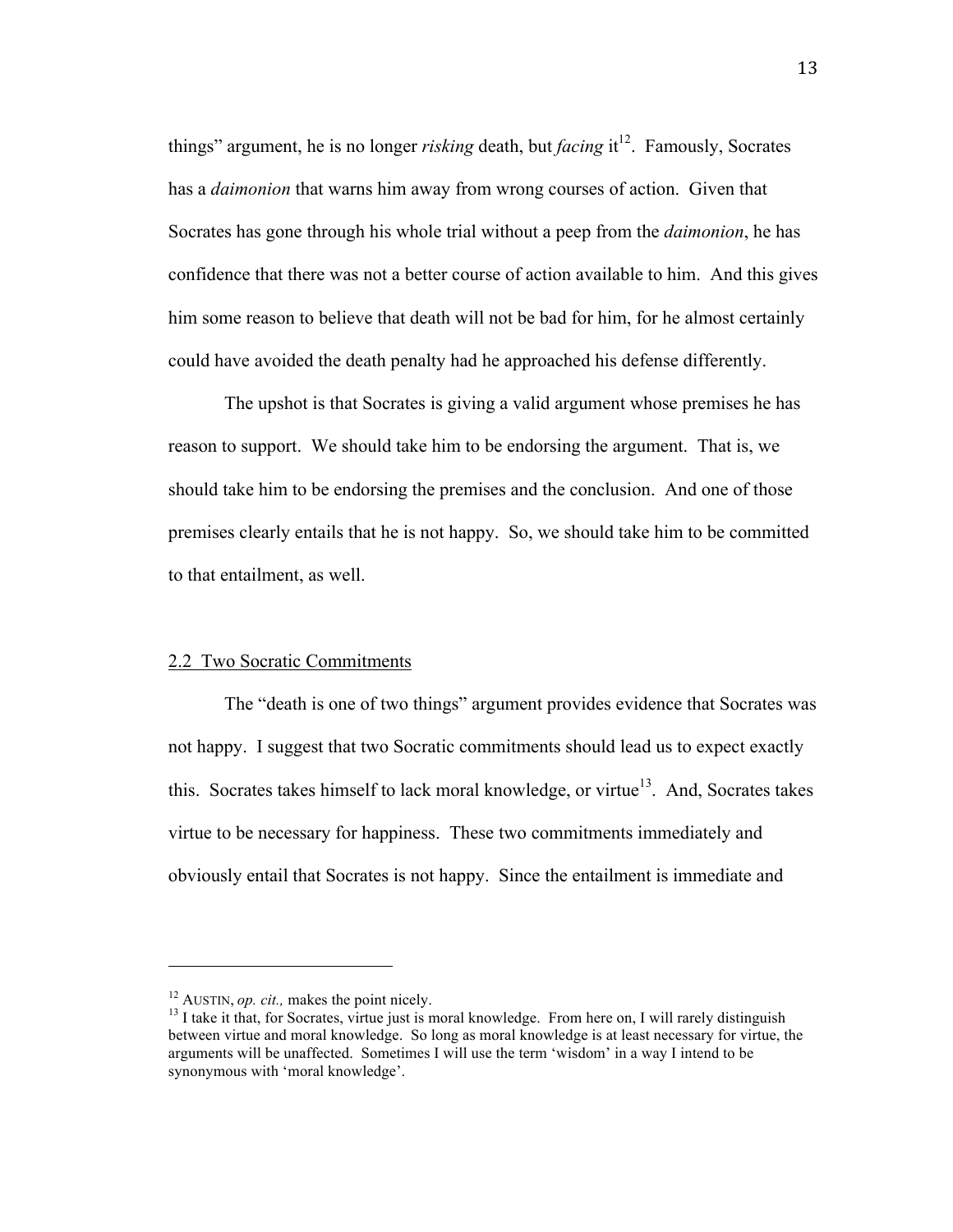things" argument, he is no longer *risking* death, but *facing* it[12]. Famously, Socrates has a *daimonion* that warns him away from wrong courses of action. Given that Socrates has gone through his whole trial without a peep from the *daimonion*, he has confidence that there was not a better course of action available to him. And this gives him some reason to believe that death will not be bad for him, for he almost certainly could have avoided the death penalty had he approached his defense differently.

The upshot is that Socrates is giving a valid argument whose premises he has reason to support. We should take him to be endorsing the argument. That is, we should take him to be endorsing the premises and the conclusion. And one of those premises clearly entails that he is not happy. So, we should take him to be committed to that entailment, as well.

## 2.2 Two Socratic Commitments

The "death is one of two things" argument provides evidence that Socrates was not happy. I suggest that two Socratic commitments should lead us to expect exactly this. Socrates takes himself to lack moral knowledge, or virtue[13]. And, Socrates takes virtue to be necessary for happiness. These two commitments immediately and obviously entail that Socrates is not happy. Since the entailment is immediate and

---

[12] AUSTIN, *op. cit.,* makes the point nicely.

[13] I take it that, for Socrates, virtue just is moral knowledge. From here on, I will rarely distinguish between virtue and moral knowledge. So long as moral knowledge is at least necessary for virtue, the arguments will be unaffected. Sometimes I will use the term 'wisdom' in a way I intend to be synonymous with 'moral knowledge'.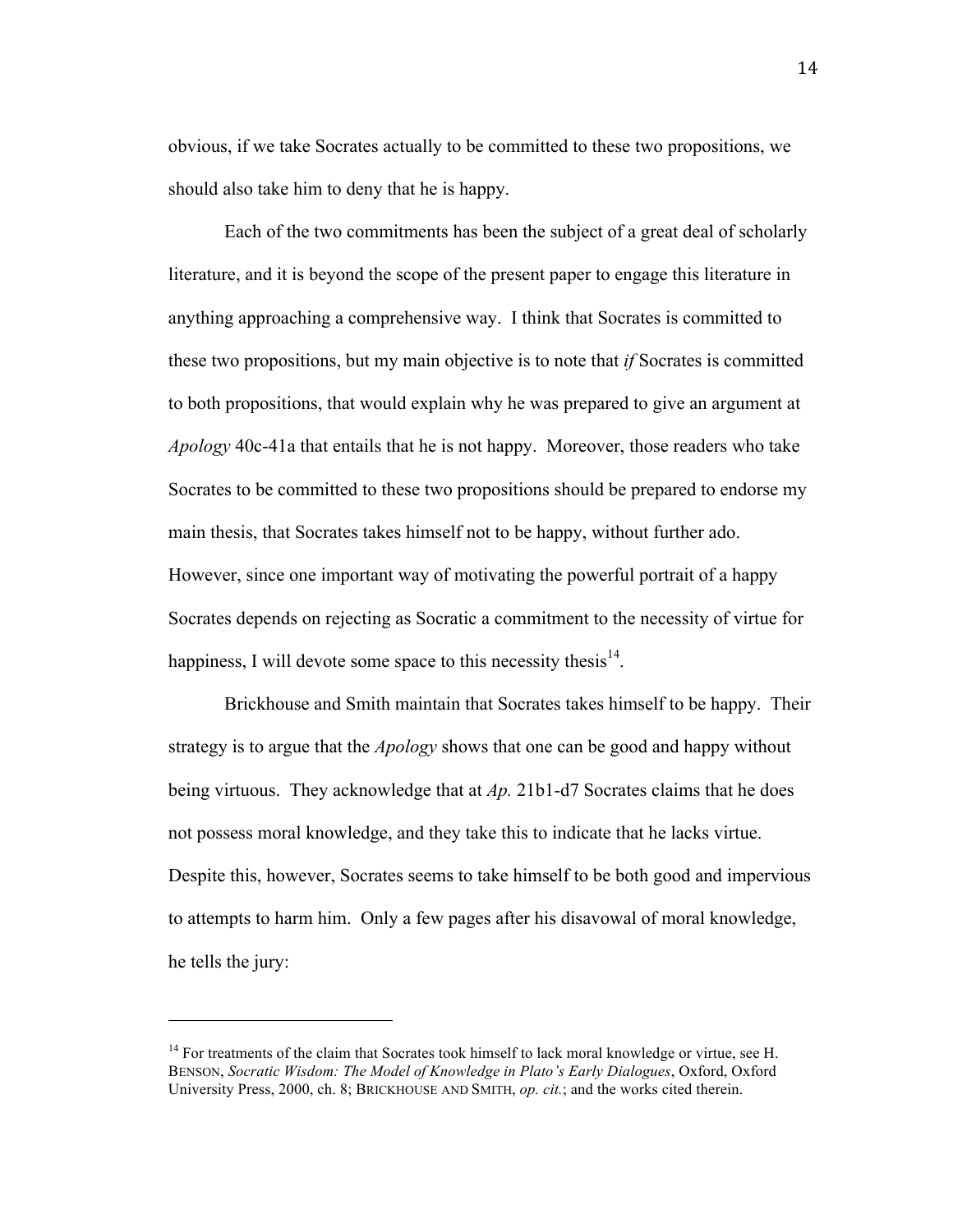obvious, if we take Socrates actually to be committed to these two propositions, we should also take him to deny that he is happy.

Each of the two commitments has been the subject of a great deal of scholarly literature, and it is beyond the scope of the present paper to engage this literature in anything approaching a comprehensive way. I think that Socrates is committed to these two propositions, but my main objective is to note that *if* Socrates is committed to both propositions, that would explain why he was prepared to give an argument at *Apology* 40c-41a that entails that he is not happy. Moreover, those readers who take Socrates to be committed to these two propositions should be prepared to endorse my main thesis, that Socrates takes himself not to be happy, without further ado. However, since one important way of motivating the powerful portrait of a happy Socrates depends on rejecting as Socratic a commitment to the necessity of virtue for happiness, I will devote some space to this necessity thesis[14].

Brickhouse and Smith maintain that Socrates takes himself to be happy. Their strategy is to argue that the *Apology* shows that one can be good and happy without being virtuous. They acknowledge that at *Ap.* 21b1-d7 Socrates claims that he does not possess moral knowledge, and they take this to indicate that he lacks virtue. Despite this, however, Socrates seems to take himself to be both good and impervious to attempts to harm him. Only a few pages after his disavowal of moral knowledge, he tells the jury:

---

[14] For treatments of the claim that Socrates took himself to lack moral knowledge or virtue, see H. BENSON, *Socratic Wisdom: The Model of Knowledge in Plato's Early Dialogues*, Oxford, Oxford University Press, 2000, ch. 8; BRICKHOUSE AND SMITH, *op. cit.*; and the works cited therein.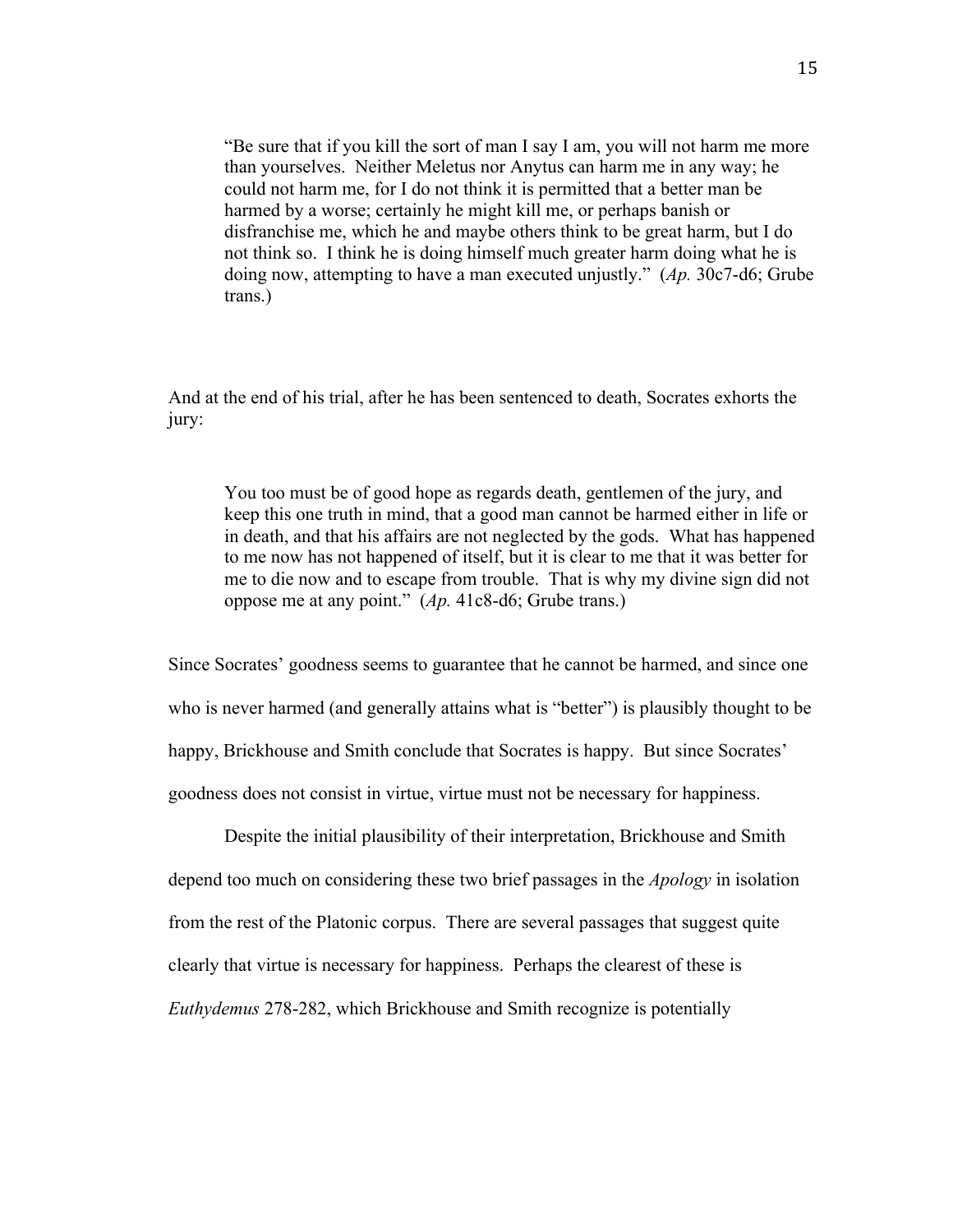> "Be sure that if you kill the sort of man I say I am, you will not harm me more than yourselves. Neither Meletus nor Anytus can harm me in any way; he could not harm me, for I do not think it is permitted that a better man be harmed by a worse; certainly he might kill me, or perhaps banish or disfranchise me, which he and maybe others think to be great harm, but I do not think so. I think he is doing himself much greater harm doing what he is doing now, attempting to have a man executed unjustly." (*Ap.* 30c7-d6; Grube trans.)

And at the end of his trial, after he has been sentenced to death, Socrates exhorts the jury:

> You too must be of good hope as regards death, gentlemen of the jury, and keep this one truth in mind, that a good man cannot be harmed either in life or in death, and that his affairs are not neglected by the gods. What has happened to me now has not happened of itself, but it is clear to me that it was better for me to die now and to escape from trouble. That is why my divine sign did not oppose me at any point." (*Ap.* 41c8-d6; Grube trans.)

Since Socrates' goodness seems to guarantee that he cannot be harmed, and since one who is never harmed (and generally attains what is "better") is plausibly thought to be happy, Brickhouse and Smith conclude that Socrates is happy. But since Socrates' goodness does not consist in virtue, virtue must not be necessary for happiness.

Despite the initial plausibility of their interpretation, Brickhouse and Smith depend too much on considering these two brief passages in the *Apology* in isolation from the rest of the Platonic corpus. There are several passages that suggest quite clearly that virtue is necessary for happiness. Perhaps the clearest of these is *Euthydemus* 278-282, which Brickhouse and Smith recognize is potentially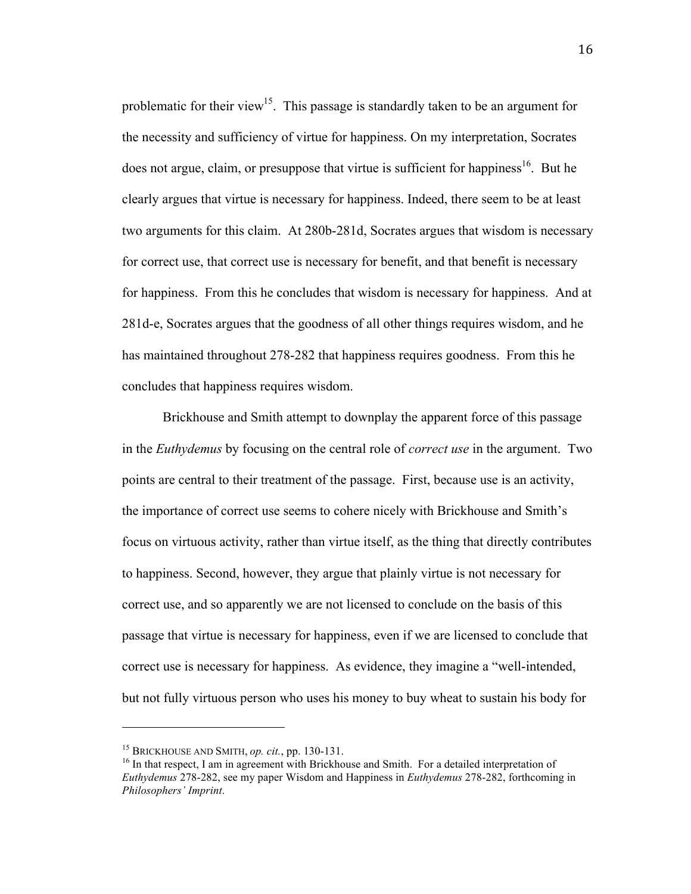problematic for their view[15]. This passage is standardly taken to be an argument for the necessity and sufficiency of virtue for happiness. On my interpretation, Socrates does not argue, claim, or presuppose that virtue is sufficient for happiness[16]. But he clearly argues that virtue is necessary for happiness. Indeed, there seem to be at least two arguments for this claim. At 280b-281d, Socrates argues that wisdom is necessary for correct use, that correct use is necessary for benefit, and that benefit is necessary for happiness. From this he concludes that wisdom is necessary for happiness. And at 281d-e, Socrates argues that the goodness of all other things requires wisdom, and he has maintained throughout 278-282 that happiness requires goodness. From this he concludes that happiness requires wisdom.

Brickhouse and Smith attempt to downplay the apparent force of this passage in the *Euthydemus* by focusing on the central role of *correct use* in the argument. Two points are central to their treatment of the passage. First, because use is an activity, the importance of correct use seems to cohere nicely with Brickhouse and Smith's focus on virtuous activity, rather than virtue itself, as the thing that directly contributes to happiness. Second, however, they argue that plainly virtue is not necessary for correct use, and so apparently we are not licensed to conclude on the basis of this passage that virtue is necessary for happiness, even if we are licensed to conclude that correct use is necessary for happiness. As evidence, they imagine a "well-intended, but not fully virtuous person who uses his money to buy wheat to sustain his body for

---

[15] Brickhouse and Smith, *op. cit.*, pp. 130-131.

[16] In that respect, I am in agreement with Brickhouse and Smith. For a detailed interpretation of *Euthydemus* 278-282, see my paper Wisdom and Happiness in *Euthydemus* 278-282, forthcoming in *Philosophers' Imprint*.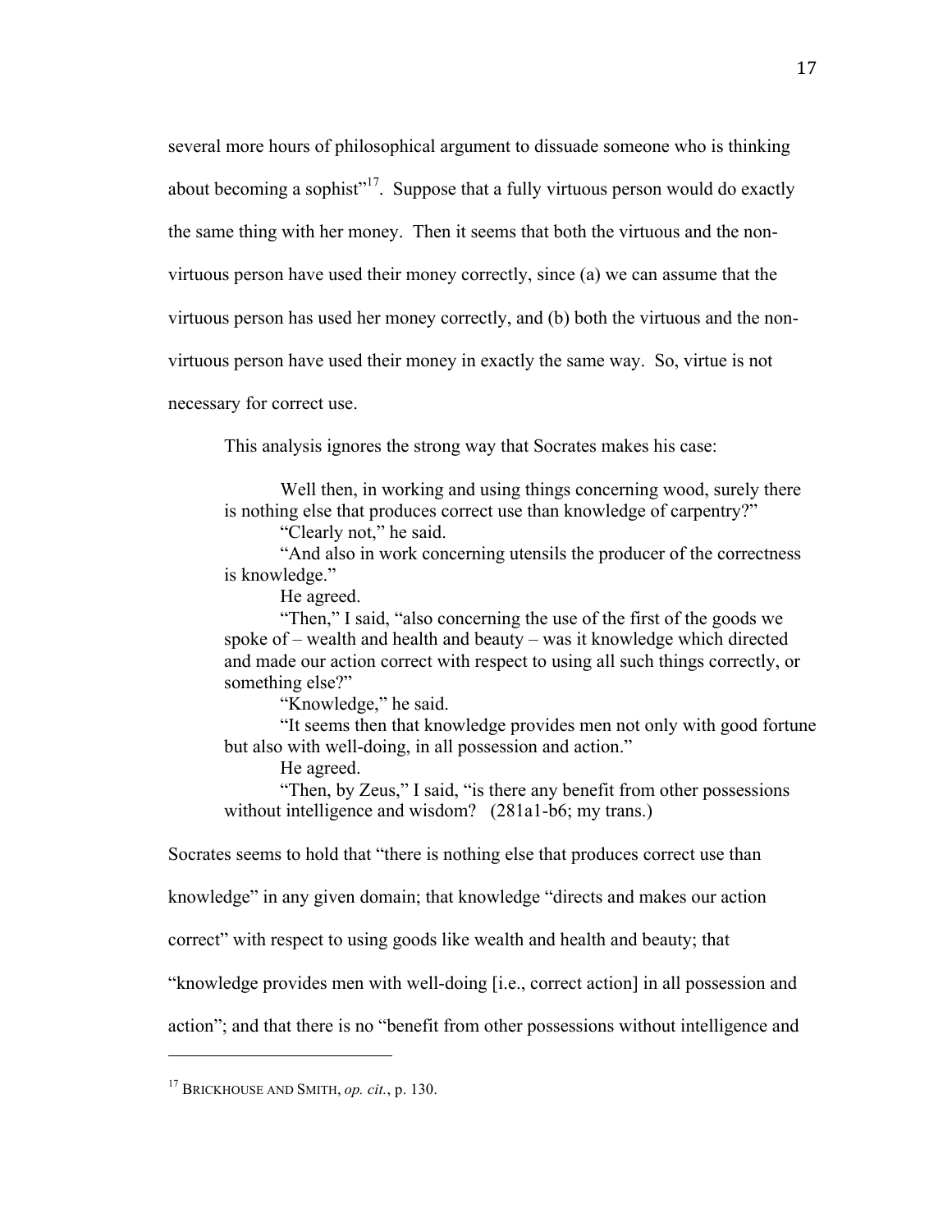several more hours of philosophical argument to dissuade someone who is thinking about becoming a sophist"[17]. Suppose that a fully virtuous person would do exactly the same thing with her money. Then it seems that both the virtuous and the non-virtuous person have used their money correctly, since (a) we can assume that the virtuous person has used her money correctly, and (b) both the virtuous and the non-virtuous person have used their money in exactly the same way. So, virtue is not necessary for correct use.

This analysis ignores the strong way that Socrates makes his case:

> Well then, in working and using things concerning wood, surely there is nothing else that produces correct use than knowledge of carpentry?"
>
> "Clearly not," he said.
>
> "And also in work concerning utensils the producer of the correctness is knowledge."
>
> He agreed.
>
> "Then," I said, "also concerning the use of the first of the goods we spoke of – wealth and health and beauty – was it knowledge which directed and made our action correct with respect to using all such things correctly, or something else?"
>
> "Knowledge," he said.
>
> "It seems then that knowledge provides men not only with good fortune but also with well-doing, in all possession and action."
>
> He agreed.
>
> "Then, by Zeus," I said, "is there any benefit from other possessions without intelligence and wisdom? (281a1-b6; my trans.)

Socrates seems to hold that "there is nothing else that produces correct use than knowledge" in any given domain; that knowledge "directs and makes our action correct" with respect to using goods like wealth and health and beauty; that "knowledge provides men with well-doing [i.e., correct action] in all possession and action"; and that there is no "benefit from other possessions without intelligence and

---

[17] BRICKHOUSE AND SMITH, *op. cit.*, p. 130.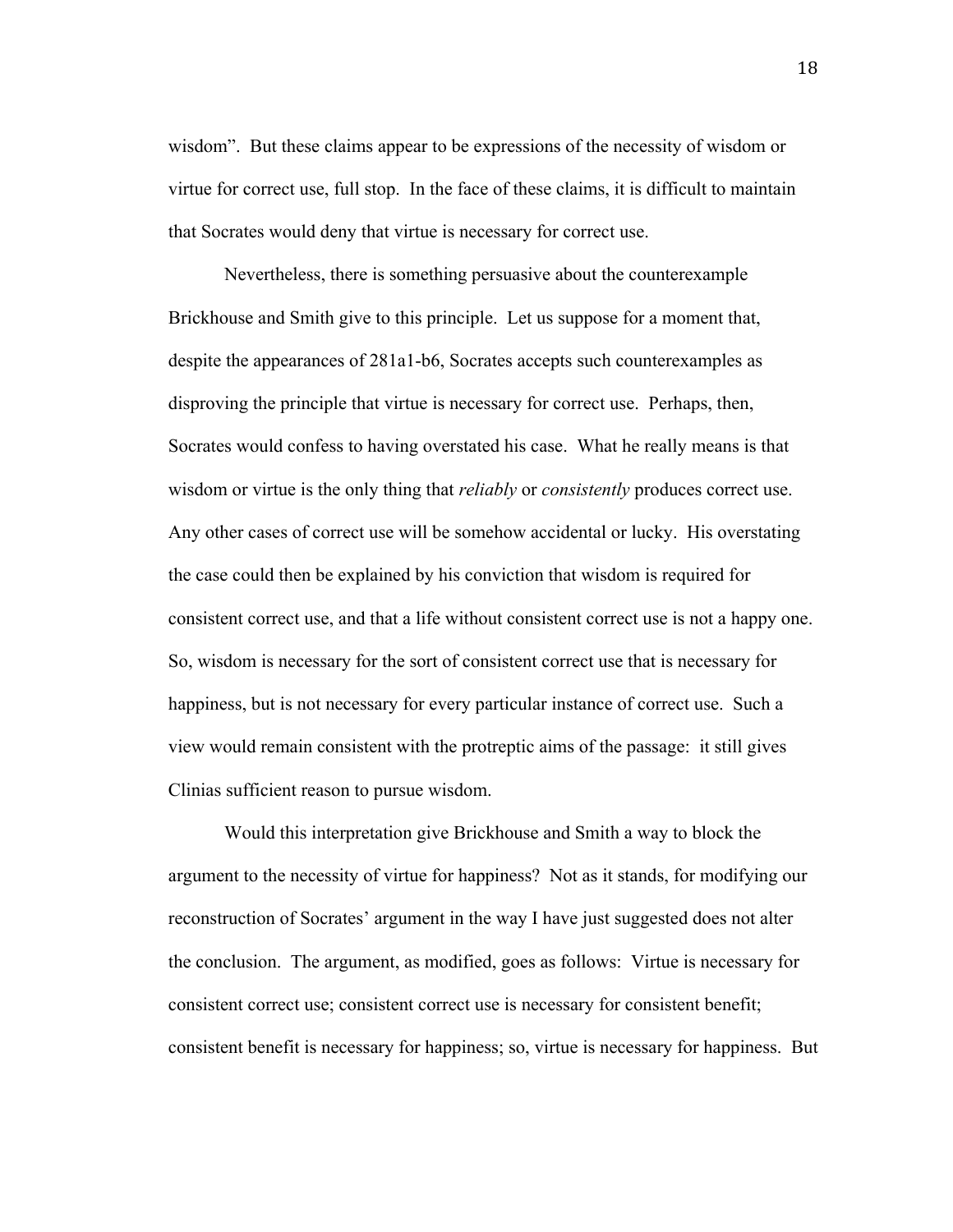wisdom". But these claims appear to be expressions of the necessity of wisdom or virtue for correct use, full stop. In the face of these claims, it is difficult to maintain that Socrates would deny that virtue is necessary for correct use.

Nevertheless, there is something persuasive about the counterexample Brickhouse and Smith give to this principle. Let us suppose for a moment that, despite the appearances of 281a1-b6, Socrates accepts such counterexamples as disproving the principle that virtue is necessary for correct use. Perhaps, then, Socrates would confess to having overstated his case. What he really means is that wisdom or virtue is the only thing that *reliably* or *consistently* produces correct use. Any other cases of correct use will be somehow accidental or lucky. His overstating the case could then be explained by his conviction that wisdom is required for consistent correct use, and that a life without consistent correct use is not a happy one. So, wisdom is necessary for the sort of consistent correct use that is necessary for happiness, but is not necessary for every particular instance of correct use. Such a view would remain consistent with the protreptic aims of the passage: it still gives Clinias sufficient reason to pursue wisdom.

Would this interpretation give Brickhouse and Smith a way to block the argument to the necessity of virtue for happiness? Not as it stands, for modifying our reconstruction of Socrates' argument in the way I have just suggested does not alter the conclusion. The argument, as modified, goes as follows: Virtue is necessary for consistent correct use; consistent correct use is necessary for consistent benefit; consistent benefit is necessary for happiness; so, virtue is necessary for happiness. But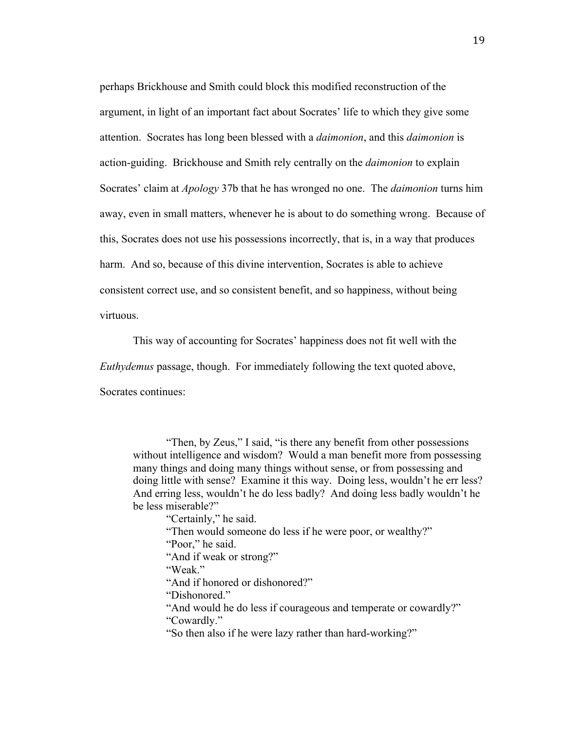perhaps Brickhouse and Smith could block this modified reconstruction of the argument, in light of an important fact about Socrates' life to which they give some attention. Socrates has long been blessed with a *daimonion*, and this *daimonion* is action-guiding. Brickhouse and Smith rely centrally on the *daimonion* to explain Socrates' claim at *Apology* 37b that he has wronged no one. The *daimonion* turns him away, even in small matters, whenever he is about to do something wrong. Because of this, Socrates does not use his possessions incorrectly, that is, in a way that produces harm. And so, because of this divine intervention, Socrates is able to achieve consistent correct use, and so consistent benefit, and so happiness, without being virtuous.

This way of accounting for Socrates' happiness does not fit well with the *Euthydemus* passage, though. For immediately following the text quoted above, Socrates continues:

> "Then, by Zeus," I said, "is there any benefit from other possessions without intelligence and wisdom? Would a man benefit more from possessing many things and doing many things without sense, or from possessing and doing little with sense? Examine it this way. Doing less, wouldn't he err less? And erring less, wouldn't he do less badly? And doing less badly wouldn't he be less miserable?"
>
> "Certainly," he said.
>
> "Then would someone do less if he were poor, or wealthy?"
>
> "Poor," he said.
>
> "And if weak or strong?"
>
> "Weak."
>
> "And if honored or dishonored?"
>
> "Dishonored."
>
> "And would he do less if courageous and temperate or cowardly?"
>
> "Cowardly."
>
> "So then also if he were lazy rather than hard-working?"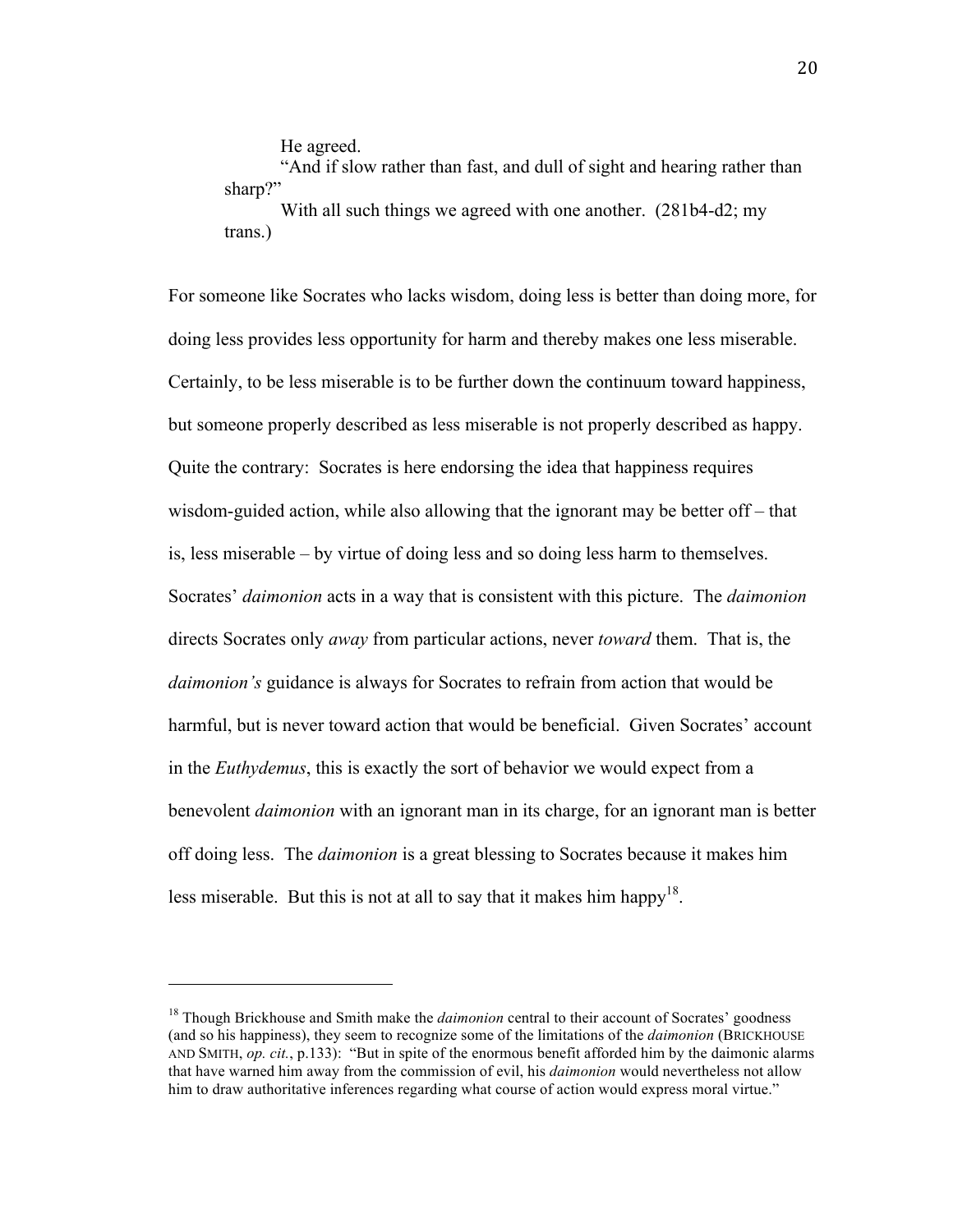> He agreed.
>
> "And if slow rather than fast, and dull of sight and hearing rather than sharp?"
>
> With all such things we agreed with one another. (281b4-d2; my trans.)

For someone like Socrates who lacks wisdom, doing less is better than doing more, for doing less provides less opportunity for harm and thereby makes one less miserable. Certainly, to be less miserable is to be further down the continuum toward happiness, but someone properly described as less miserable is not properly described as happy. Quite the contrary: Socrates is here endorsing the idea that happiness requires wisdom-guided action, while also allowing that the ignorant may be better off – that is, less miserable – by virtue of doing less and so doing less harm to themselves. Socrates' *daimonion* acts in a way that is consistent with this picture. The *daimonion* directs Socrates only *away* from particular actions, never *toward* them. That is, the *daimonion's* guidance is always for Socrates to refrain from action that would be harmful, but is never toward action that would be beneficial. Given Socrates' account in the *Euthydemus*, this is exactly the sort of behavior we would expect from a benevolent *daimonion* with an ignorant man in its charge, for an ignorant man is better off doing less. The *daimonion* is a great blessing to Socrates because it makes him less miserable. But this is not at all to say that it makes him happy[18].

---

[18] Though Brickhouse and Smith make the *daimonion* central to their account of Socrates' goodness (and so his happiness), they seem to recognize some of the limitations of the *daimonion* (BRICKHOUSE AND SMITH, *op. cit.*, p.133): "But in spite of the enormous benefit afforded him by the daimonic alarms that have warned him away from the commission of evil, his *daimonion* would nevertheless not allow him to draw authoritative inferences regarding what course of action would express moral virtue."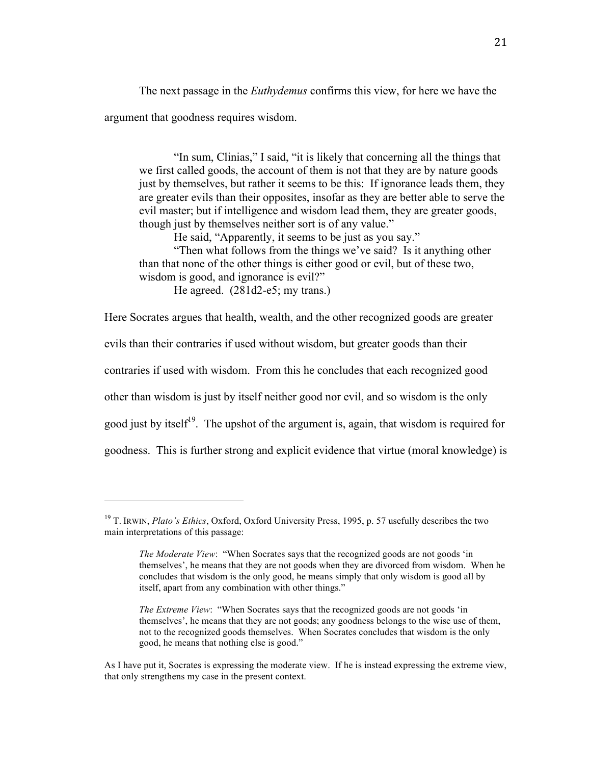The next passage in the *Euthydemus* confirms this view, for here we have the argument that goodness requires wisdom.

> "In sum, Clinias," I said, "it is likely that concerning all the things that we first called goods, the account of them is not that they are by nature goods just by themselves, but rather it seems to be this: If ignorance leads them, they are greater evils than their opposites, insofar as they are better able to serve the evil master; but if intelligence and wisdom lead them, they are greater goods, though just by themselves neither sort is of any value."
>
> He said, "Apparently, it seems to be just as you say."
>
> "Then what follows from the things we've said? Is it anything other than that none of the other things is either good or evil, but of these two, wisdom is good, and ignorance is evil?"
>
> He agreed. (281d2-e5; my trans.)

Here Socrates argues that health, wealth, and the other recognized goods are greater evils than their contraries if used without wisdom, but greater goods than their contraries if used with wisdom. From this he concludes that each recognized good other than wisdom is just by itself neither good nor evil, and so wisdom is the only good just by itself[19]. The upshot of the argument is, again, that wisdom is required for goodness. This is further strong and explicit evidence that virtue (moral knowledge) is

---

[19] T. IRWIN, *Plato's Ethics*, Oxford, Oxford University Press, 1995, p. 57 usefully describes the two main interpretations of this passage:

> *The Moderate View*: "When Socrates says that the recognized goods are not goods 'in themselves', he means that they are not goods when they are divorced from wisdom. When he concludes that wisdom is the only good, he means simply that only wisdom is good all by itself, apart from any combination with other things."
>
> *The Extreme View*: "When Socrates says that the recognized goods are not goods 'in themselves', he means that they are not goods; any goodness belongs to the wise use of them, not to the recognized goods themselves. When Socrates concludes that wisdom is the only good, he means that nothing else is good."

As I have put it, Socrates is expressing the moderate view. If he is instead expressing the extreme view, that only strengthens my case in the present context.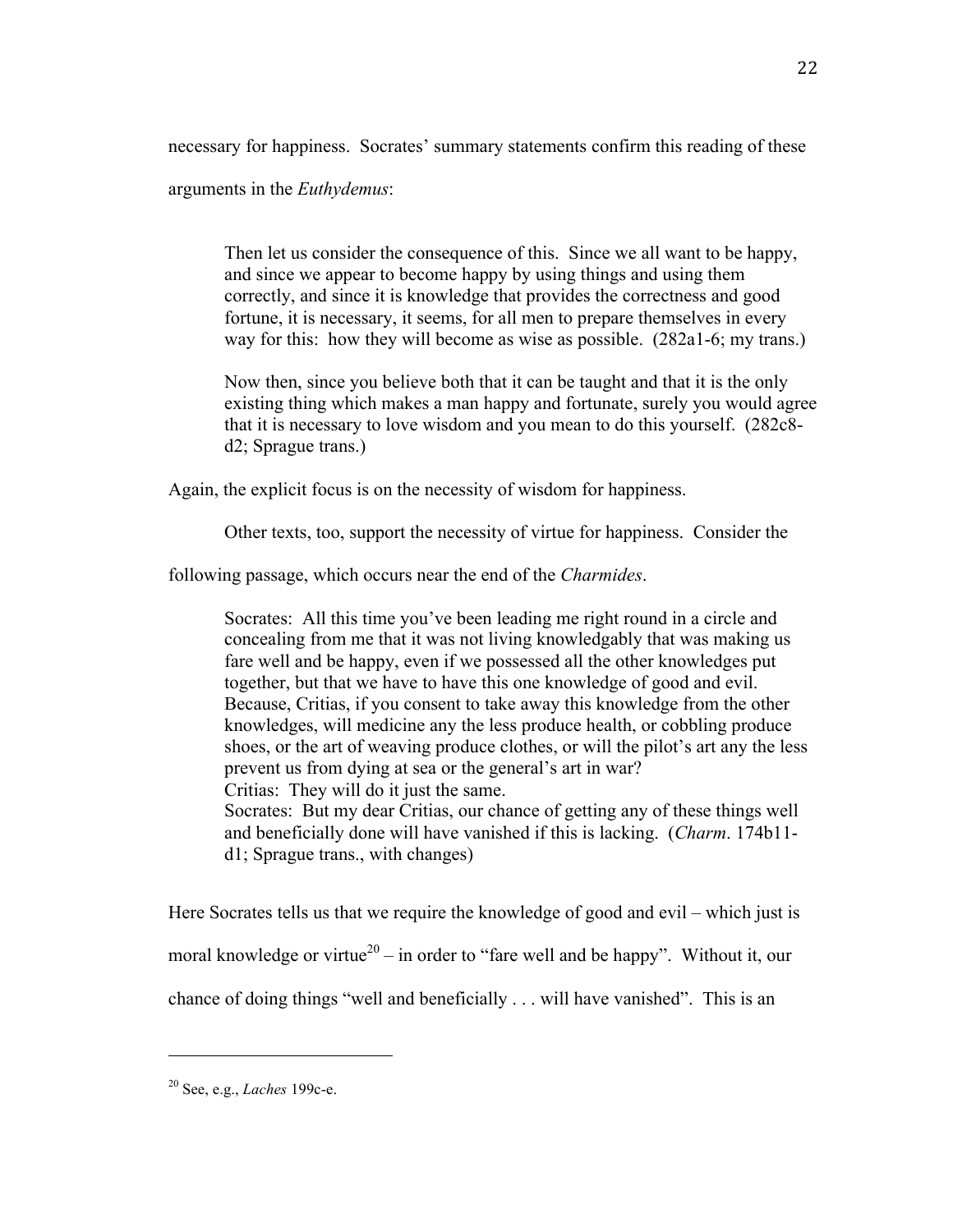necessary for happiness. Socrates' summary statements confirm this reading of these arguments in the *Euthydemus*:

> Then let us consider the consequence of this. Since we all want to be happy, and since we appear to become happy by using things and using them correctly, and since it is knowledge that provides the correctness and good fortune, it is necessary, it seems, for all men to prepare themselves in every way for this: how they will become as wise as possible. (282a1-6; my trans.)
>
> Now then, since you believe both that it can be taught and that it is the only existing thing which makes a man happy and fortunate, surely you would agree that it is necessary to love wisdom and you mean to do this yourself. (282c8-d2; Sprague trans.)

Again, the explicit focus is on the necessity of wisdom for happiness.

Other texts, too, support the necessity of virtue for happiness. Consider the following passage, which occurs near the end of the *Charmides*.

> Socrates: All this time you've been leading me right round in a circle and concealing from me that it was not living knowledgably that was making us fare well and be happy, even if we possessed all the other knowledges put together, but that we have to have this one knowledge of good and evil. Because, Critias, if you consent to take away this knowledge from the other knowledges, will medicine any the less produce health, or cobbling produce shoes, or the art of weaving produce clothes, or will the pilot's art any the less prevent us from dying at sea or the general's art in war?
> Critias: They will do it just the same.
> Socrates: But my dear Critias, our chance of getting any of these things well and beneficially done will have vanished if this is lacking. (*Charm*. 174b11-d1; Sprague trans., with changes)

Here Socrates tells us that we require the knowledge of good and evil – which just is moral knowledge or virtue[20] – in order to "fare well and be happy". Without it, our chance of doing things "well and beneficially . . . will have vanished". This is an

---

[20] See, e.g., *Laches* 199c-e.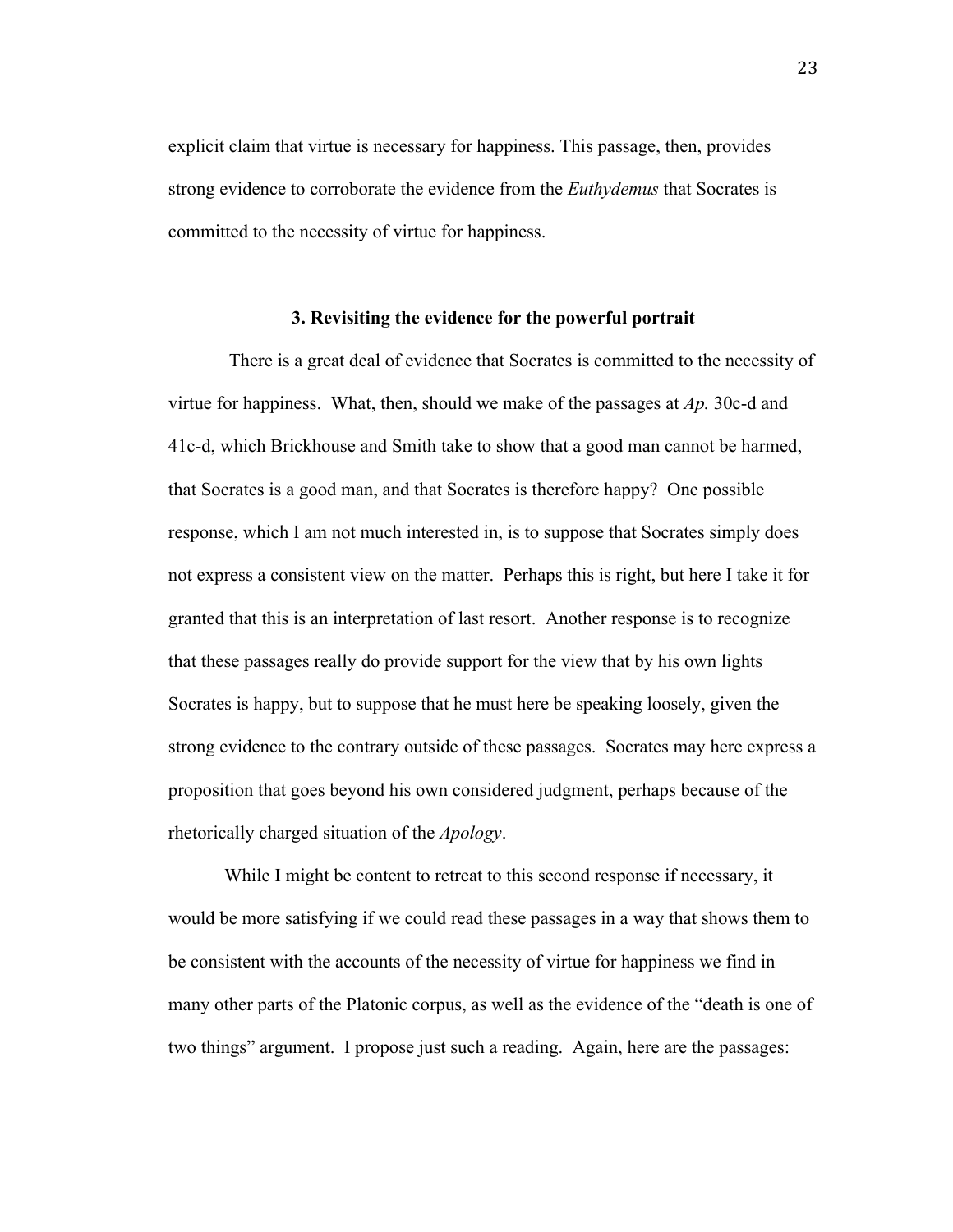explicit claim that virtue is necessary for happiness. This passage, then, provides strong evidence to corroborate the evidence from the *Euthydemus* that Socrates is committed to the necessity of virtue for happiness.

### 3. Revisiting the evidence for the powerful portrait

There is a great deal of evidence that Socrates is committed to the necessity of virtue for happiness. What, then, should we make of the passages at *Ap.* 30c-d and 41c-d, which Brickhouse and Smith take to show that a good man cannot be harmed, that Socrates is a good man, and that Socrates is therefore happy? One possible response, which I am not much interested in, is to suppose that Socrates simply does not express a consistent view on the matter. Perhaps this is right, but here I take it for granted that this is an interpretation of last resort. Another response is to recognize that these passages really do provide support for the view that by his own lights Socrates is happy, but to suppose that he must here be speaking loosely, given the strong evidence to the contrary outside of these passages. Socrates may here express a proposition that goes beyond his own considered judgment, perhaps because of the rhetorically charged situation of the *Apology*.

While I might be content to retreat to this second response if necessary, it would be more satisfying if we could read these passages in a way that shows them to be consistent with the accounts of the necessity of virtue for happiness we find in many other parts of the Platonic corpus, as well as the evidence of the "death is one of two things" argument. I propose just such a reading. Again, here are the passages: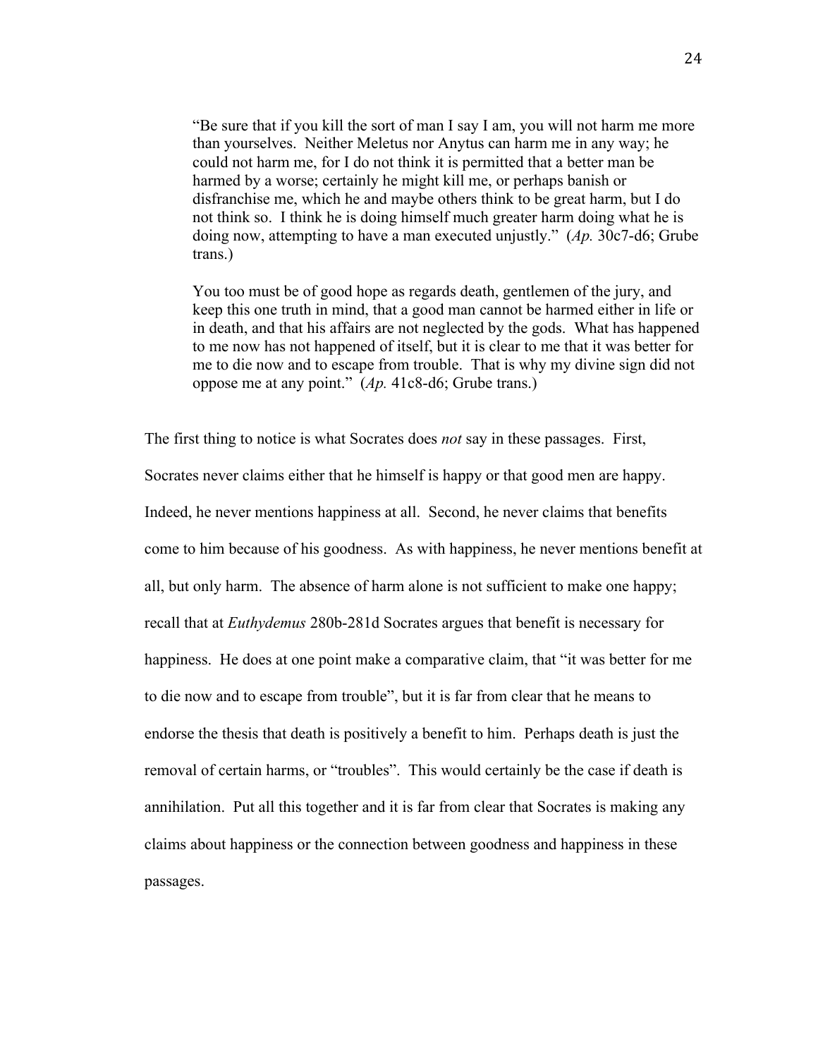> "Be sure that if you kill the sort of man I say I am, you will not harm me more than yourselves. Neither Meletus nor Anytus can harm me in any way; he could not harm me, for I do not think it is permitted that a better man be harmed by a worse; certainly he might kill me, or perhaps banish or disfranchise me, which he and maybe others think to be great harm, but I do not think so. I think he is doing himself much greater harm doing what he is doing now, attempting to have a man executed unjustly." (*Ap.* 30c7-d6; Grube trans.)

> You too must be of good hope as regards death, gentlemen of the jury, and keep this one truth in mind, that a good man cannot be harmed either in life or in death, and that his affairs are not neglected by the gods. What has happened to me now has not happened of itself, but it is clear to me that it was better for me to die now and to escape from trouble. That is why my divine sign did not oppose me at any point." (*Ap.* 41c8-d6; Grube trans.)

The first thing to notice is what Socrates does *not* say in these passages. First, Socrates never claims either that he himself is happy or that good men are happy. Indeed, he never mentions happiness at all. Second, he never claims that benefits come to him because of his goodness. As with happiness, he never mentions benefit at all, but only harm. The absence of harm alone is not sufficient to make one happy; recall that at *Euthydemus* 280b-281d Socrates argues that benefit is necessary for happiness. He does at one point make a comparative claim, that "it was better for me to die now and to escape from trouble", but it is far from clear that he means to endorse the thesis that death is positively a benefit to him. Perhaps death is just the removal of certain harms, or "troubles". This would certainly be the case if death is annihilation. Put all this together and it is far from clear that Socrates is making any claims about happiness or the connection between goodness and happiness in these passages.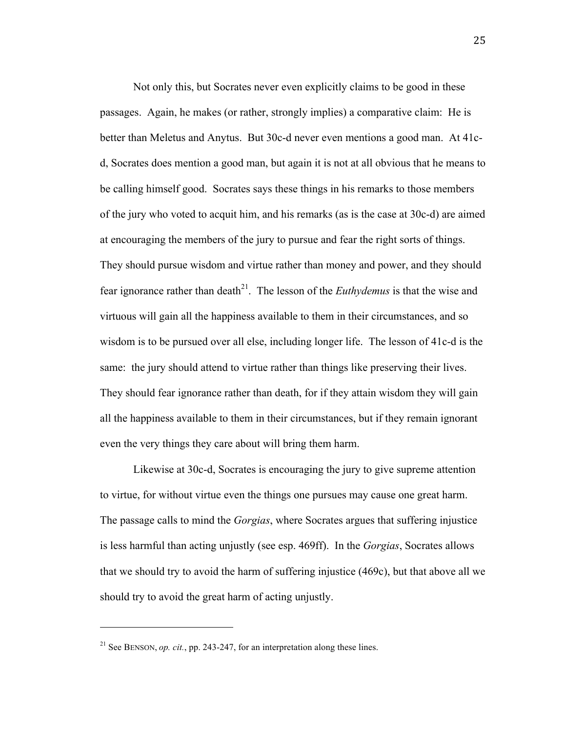Not only this, but Socrates never even explicitly claims to be good in these passages. Again, he makes (or rather, strongly implies) a comparative claim: He is better than Meletus and Anytus. But 30c-d never even mentions a good man. At 41c-d, Socrates does mention a good man, but again it is not at all obvious that he means to be calling himself good. Socrates says these things in his remarks to those members of the jury who voted to acquit him, and his remarks (as is the case at 30c-d) are aimed at encouraging the members of the jury to pursue and fear the right sorts of things. They should pursue wisdom and virtue rather than money and power, and they should fear ignorance rather than death[21]. The lesson of the *Euthydemus* is that the wise and virtuous will gain all the happiness available to them in their circumstances, and so wisdom is to be pursued over all else, including longer life. The lesson of 41c-d is the same: the jury should attend to virtue rather than things like preserving their lives. They should fear ignorance rather than death, for if they attain wisdom they will gain all the happiness available to them in their circumstances, but if they remain ignorant even the very things they care about will bring them harm.

Likewise at 30c-d, Socrates is encouraging the jury to give supreme attention to virtue, for without virtue even the things one pursues may cause one great harm. The passage calls to mind the *Gorgias*, where Socrates argues that suffering injustice is less harmful than acting unjustly (see esp. 469ff). In the *Gorgias*, Socrates allows that we should try to avoid the harm of suffering injustice (469c), but that above all we should try to avoid the great harm of acting unjustly.

---

[21] See BENSON, *op. cit.*, pp. 243-247, for an interpretation along these lines.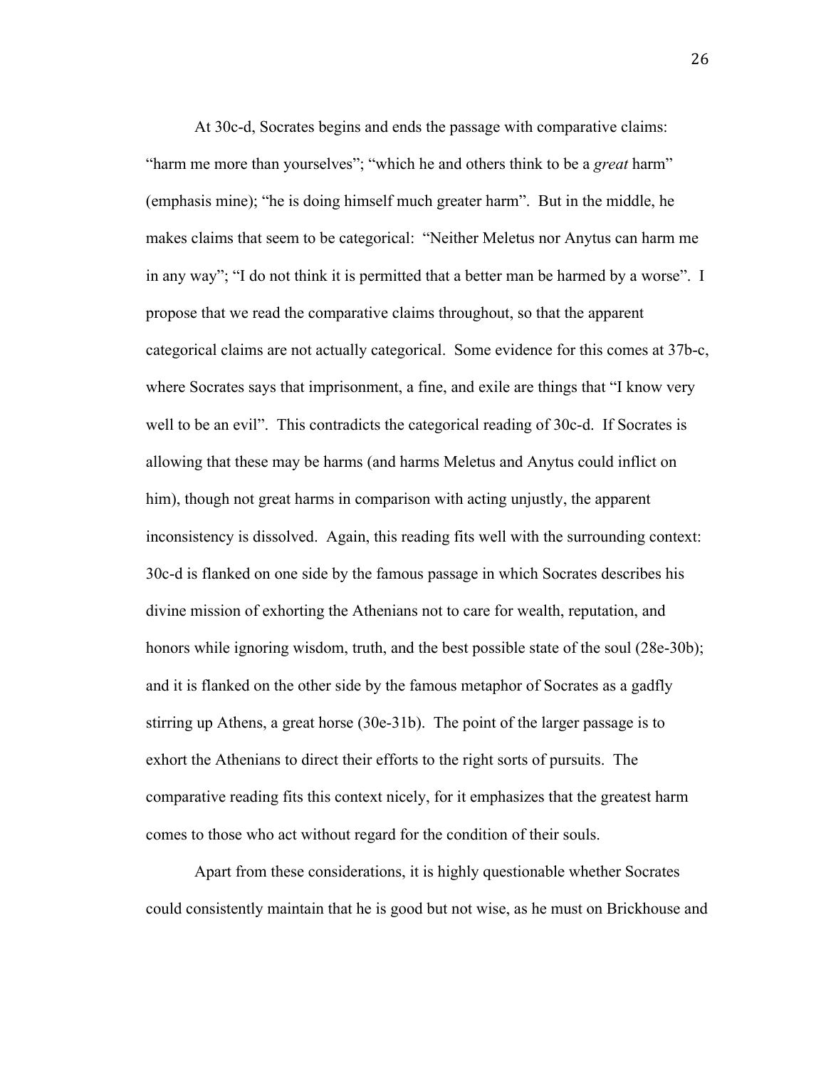At 30c-d, Socrates begins and ends the passage with comparative claims: "harm me more than yourselves"; "which he and others think to be a *great* harm" (emphasis mine); "he is doing himself much greater harm". But in the middle, he makes claims that seem to be categorical: "Neither Meletus nor Anytus can harm me in any way"; "I do not think it is permitted that a better man be harmed by a worse". I propose that we read the comparative claims throughout, so that the apparent categorical claims are not actually categorical. Some evidence for this comes at 37b-c, where Socrates says that imprisonment, a fine, and exile are things that "I know very well to be an evil". This contradicts the categorical reading of 30c-d. If Socrates is allowing that these may be harms (and harms Meletus and Anytus could inflict on him), though not great harms in comparison with acting unjustly, the apparent inconsistency is dissolved. Again, this reading fits well with the surrounding context: 30c-d is flanked on one side by the famous passage in which Socrates describes his divine mission of exhorting the Athenians not to care for wealth, reputation, and honors while ignoring wisdom, truth, and the best possible state of the soul (28e-30b); and it is flanked on the other side by the famous metaphor of Socrates as a gadfly stirring up Athens, a great horse (30e-31b). The point of the larger passage is to exhort the Athenians to direct their efforts to the right sorts of pursuits. The comparative reading fits this context nicely, for it emphasizes that the greatest harm comes to those who act without regard for the condition of their souls.

Apart from these considerations, it is highly questionable whether Socrates could consistently maintain that he is good but not wise, as he must on Brickhouse and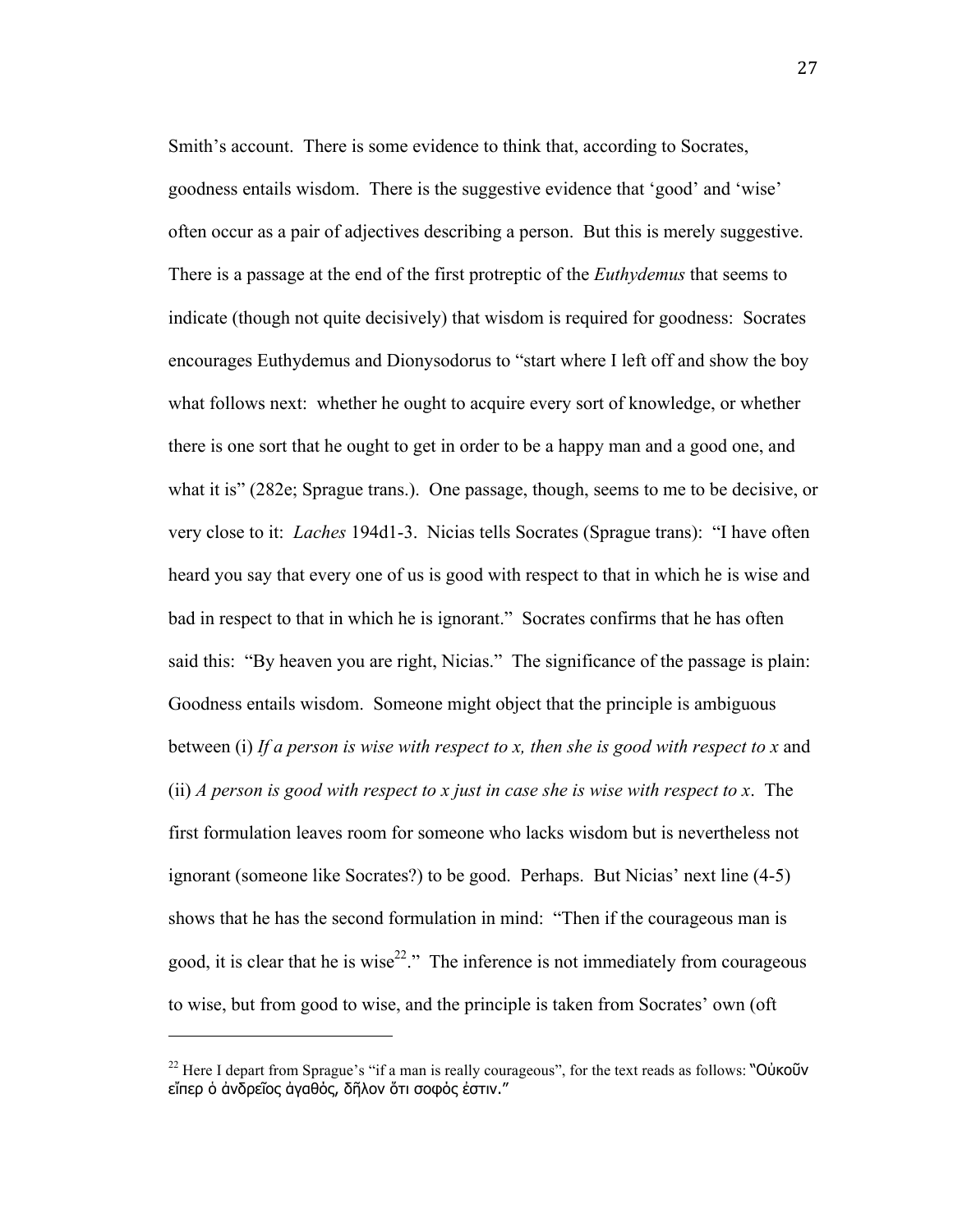Smith's account. There is some evidence to think that, according to Socrates, goodness entails wisdom. There is the suggestive evidence that 'good' and 'wise' often occur as a pair of adjectives describing a person. But this is merely suggestive. There is a passage at the end of the first protreptic of the *Euthydemus* that seems to indicate (though not quite decisively) that wisdom is required for goodness: Socrates encourages Euthydemus and Dionysodorus to "start where I left off and show the boy what follows next: whether he ought to acquire every sort of knowledge, or whether there is one sort that he ought to get in order to be a happy man and a good one, and what it is" (282e; Sprague trans.). One passage, though, seems to me to be decisive, or very close to it: *Laches* 194d1-3. Nicias tells Socrates (Sprague trans): "I have often heard you say that every one of us is good with respect to that in which he is wise and bad in respect to that in which he is ignorant." Socrates confirms that he has often said this: "By heaven you are right, Nicias." The significance of the passage is plain: Goodness entails wisdom. Someone might object that the principle is ambiguous between (i) *If a person is wise with respect to x, then she is good with respect to x* and (ii) *A person is good with respect to x just in case she is wise with respect to x*. The first formulation leaves room for someone who lacks wisdom but is nevertheless not ignorant (someone like Socrates?) to be good. Perhaps. But Nicias' next line (4-5) shows that he has the second formulation in mind: "Then if the courageous man is good, it is clear that he is wise[22]." The inference is not immediately from courageous to wise, but from good to wise, and the principle is taken from Socrates' own (oft

[22] Here I depart from Sprague's "if a man is really courageous", for the text reads as follows: "Οὐκοῦν εἴπερ ὁ ἀνδρεῖος ἀγαθός, δῆλον ὅτι σοφός ἐστιν."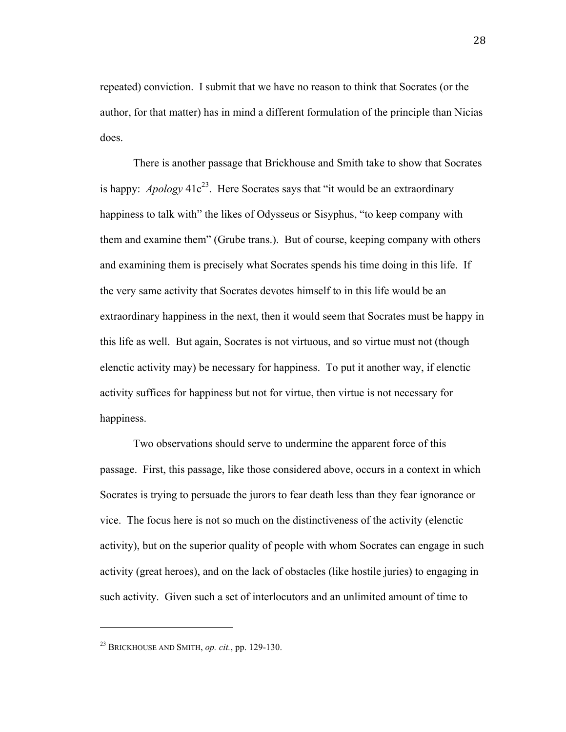repeated) conviction. I submit that we have no reason to think that Socrates (or the author, for that matter) has in mind a different formulation of the principle than Nicias does.

There is another passage that Brickhouse and Smith take to show that Socrates is happy: *Apology* 41c[23]. Here Socrates says that "it would be an extraordinary happiness to talk with" the likes of Odysseus or Sisyphus, "to keep company with them and examine them" (Grube trans.). But of course, keeping company with others and examining them is precisely what Socrates spends his time doing in this life. If the very same activity that Socrates devotes himself to in this life would be an extraordinary happiness in the next, then it would seem that Socrates must be happy in this life as well. But again, Socrates is not virtuous, and so virtue must not (though elenctic activity may) be necessary for happiness. To put it another way, if elenctic activity suffices for happiness but not for virtue, then virtue is not necessary for happiness.

Two observations should serve to undermine the apparent force of this passage. First, this passage, like those considered above, occurs in a context in which Socrates is trying to persuade the jurors to fear death less than they fear ignorance or vice. The focus here is not so much on the distinctiveness of the activity (elenctic activity), but on the superior quality of people with whom Socrates can engage in such activity (great heroes), and on the lack of obstacles (like hostile juries) to engaging in such activity. Given such a set of interlocutors and an unlimited amount of time to

---

[23] Brickhouse and Smith, *op. cit.*, pp. 129-130.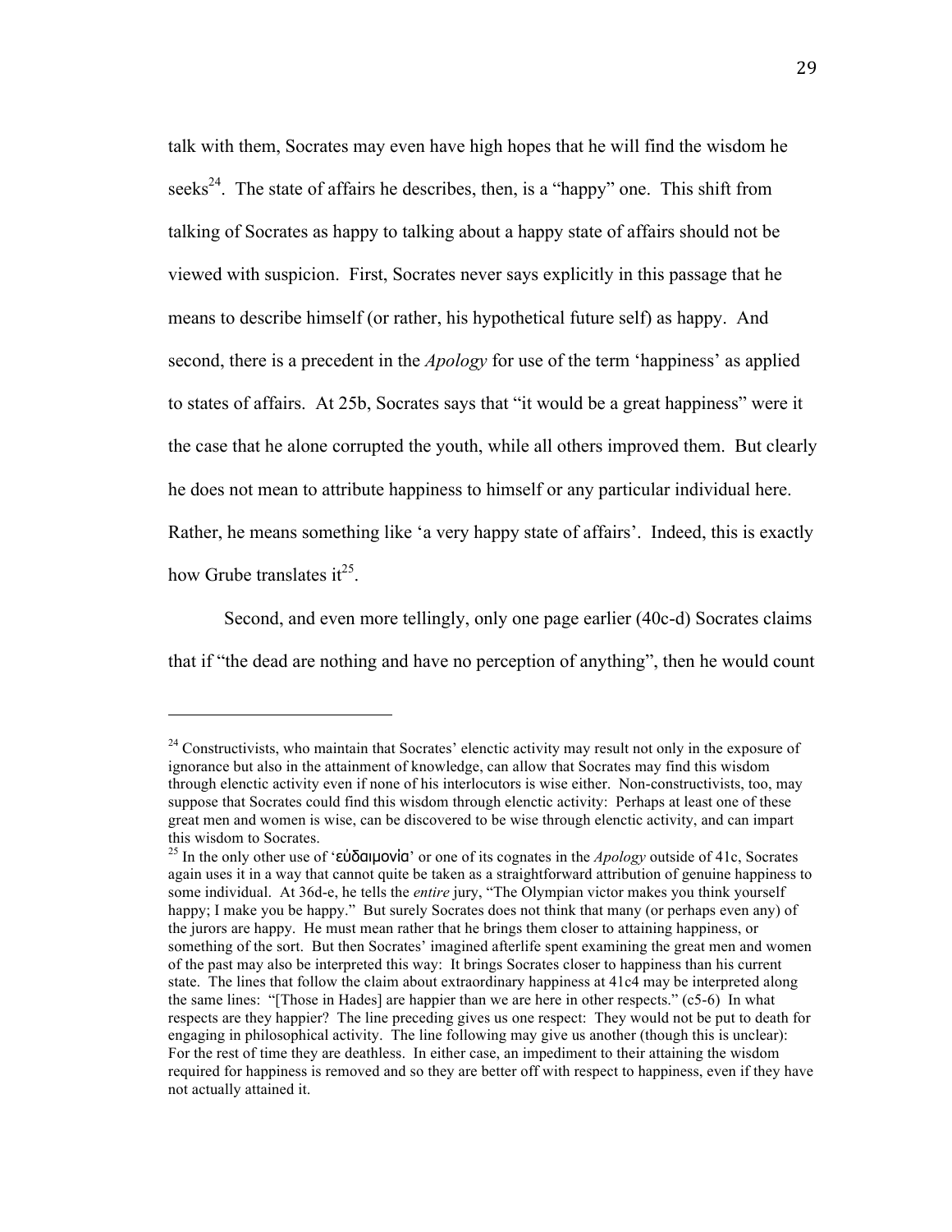talk with them, Socrates may even have high hopes that he will find the wisdom he seeks[24]. The state of affairs he describes, then, is a "happy" one. This shift from talking of Socrates as happy to talking about a happy state of affairs should not be viewed with suspicion. First, Socrates never says explicitly in this passage that he means to describe himself (or rather, his hypothetical future self) as happy. And second, there is a precedent in the *Apology* for use of the term 'happiness' as applied to states of affairs. At 25b, Socrates says that "it would be a great happiness" were it the case that he alone corrupted the youth, while all others improved them. But clearly he does not mean to attribute happiness to himself or any particular individual here. Rather, he means something like 'a very happy state of affairs'. Indeed, this is exactly how Grube translates it[25].

Second, and even more tellingly, only one page earlier (40c-d) Socrates claims that if "the dead are nothing and have no perception of anything", then he would count

---

[24] Constructivists, who maintain that Socrates' elenctic activity may result not only in the exposure of ignorance but also in the attainment of knowledge, can allow that Socrates may find this wisdom through elenctic activity even if none of his interlocutors is wise either. Non-constructivists, too, may suppose that Socrates could find this wisdom through elenctic activity: Perhaps at least one of these great men and women is wise, can be discovered to be wise through elenctic activity, and can impart this wisdom to Socrates.

[25] In the only other use of 'εὐδαιμονία' or one of its cognates in the *Apology* outside of 41c, Socrates again uses it in a way that cannot quite be taken as a straightforward attribution of genuine happiness to some individual. At 36d-e, he tells the *entire* jury, "The Olympian victor makes you think yourself happy; I make you be happy." But surely Socrates does not think that many (or perhaps even any) of the jurors are happy. He must mean rather that he brings them closer to attaining happiness, or something of the sort. But then Socrates' imagined afterlife spent examining the great men and women of the past may also be interpreted this way: It brings Socrates closer to happiness than his current state. The lines that follow the claim about extraordinary happiness at 41c4 may be interpreted along the same lines: "[Those in Hades] are happier than we are here in other respects." (c5-6) In what respects are they happier? The line preceding gives us one respect: They would not be put to death for engaging in philosophical activity. The line following may give us another (though this is unclear): For the rest of time they are deathless. In either case, an impediment to their attaining the wisdom required for happiness is removed and so they are better off with respect to happiness, even if they have not actually attained it.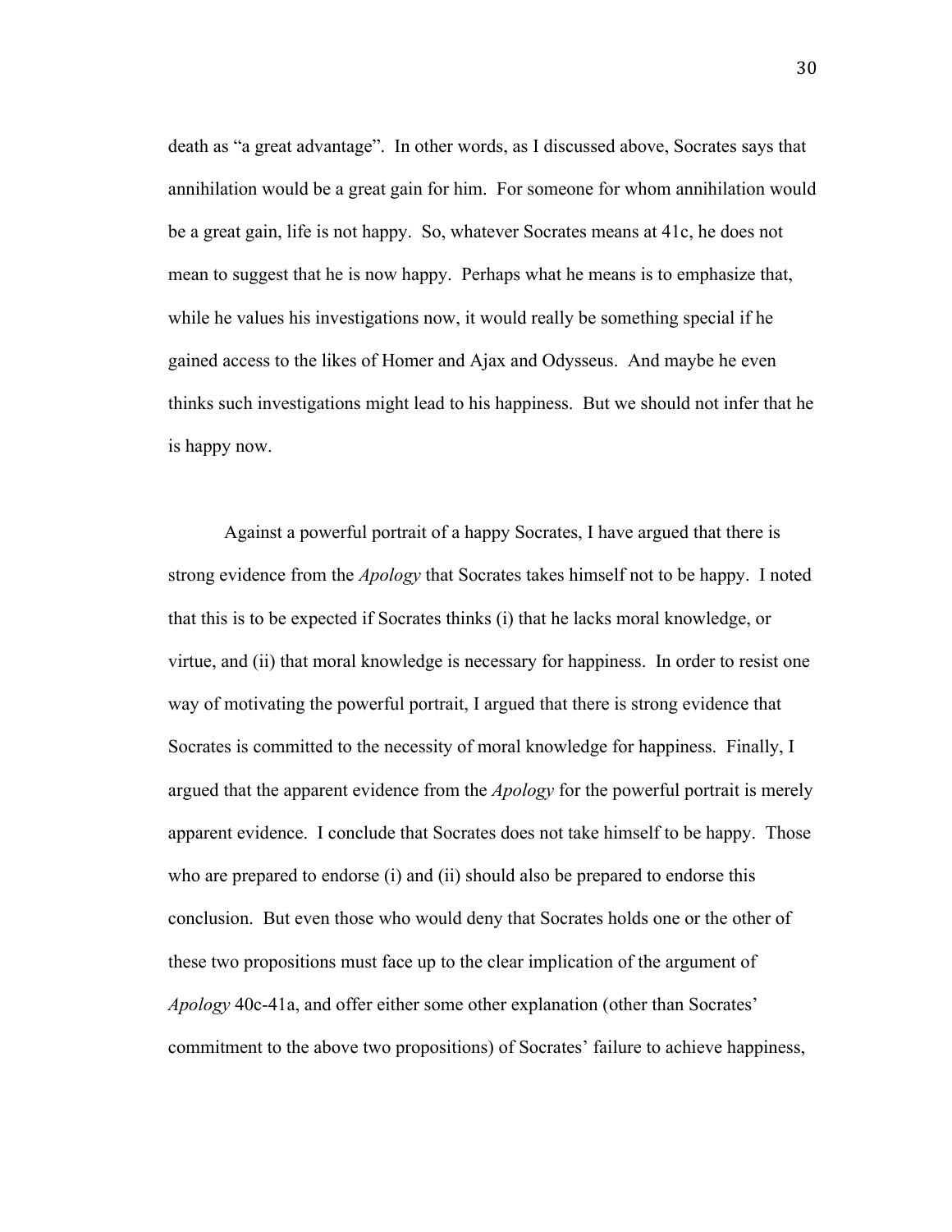death as "a great advantage". In other words, as I discussed above, Socrates says that annihilation would be a great gain for him. For someone for whom annihilation would be a great gain, life is not happy. So, whatever Socrates means at 41c, he does not mean to suggest that he is now happy. Perhaps what he means is to emphasize that, while he values his investigations now, it would really be something special if he gained access to the likes of Homer and Ajax and Odysseus. And maybe he even thinks such investigations might lead to his happiness. But we should not infer that he is happy now.

Against a powerful portrait of a happy Socrates, I have argued that there is strong evidence from the *Apology* that Socrates takes himself not to be happy. I noted that this is to be expected if Socrates thinks (i) that he lacks moral knowledge, or virtue, and (ii) that moral knowledge is necessary for happiness. In order to resist one way of motivating the powerful portrait, I argued that there is strong evidence that Socrates is committed to the necessity of moral knowledge for happiness. Finally, I argued that the apparent evidence from the *Apology* for the powerful portrait is merely apparent evidence. I conclude that Socrates does not take himself to be happy. Those who are prepared to endorse (i) and (ii) should also be prepared to endorse this conclusion. But even those who would deny that Socrates holds one or the other of these two propositions must face up to the clear implication of the argument of *Apology* 40c-41a, and offer either some other explanation (other than Socrates' commitment to the above two propositions) of Socrates' failure to achieve happiness,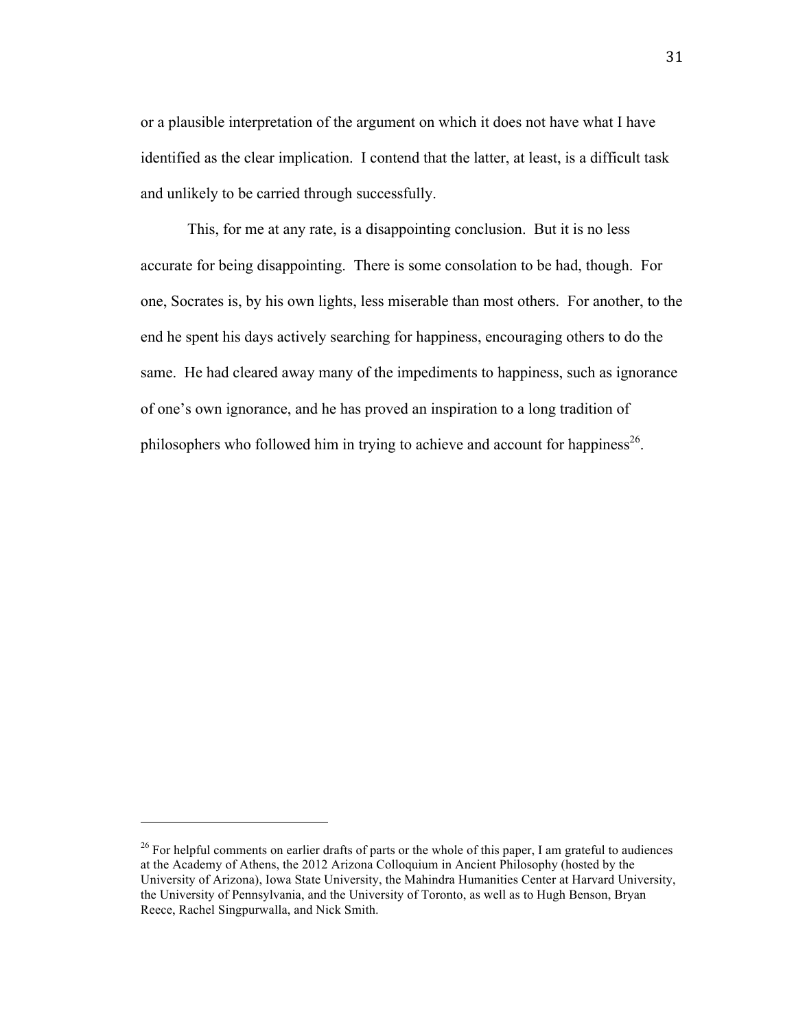or a plausible interpretation of the argument on which it does not have what I have identified as the clear implication. I contend that the latter, at least, is a difficult task and unlikely to be carried through successfully.

This, for me at any rate, is a disappointing conclusion. But it is no less accurate for being disappointing. There is some consolation to be had, though. For one, Socrates is, by his own lights, less miserable than most others. For another, to the end he spent his days actively searching for happiness, encouraging others to do the same. He had cleared away many of the impediments to happiness, such as ignorance of one's own ignorance, and he has proved an inspiration to a long tradition of philosophers who followed him in trying to achieve and account for happiness[26].

---

[26] For helpful comments on earlier drafts of parts or the whole of this paper, I am grateful to audiences at the Academy of Athens, the 2012 Arizona Colloquium in Ancient Philosophy (hosted by the University of Arizona), Iowa State University, the Mahindra Humanities Center at Harvard University, the University of Pennsylvania, and the University of Toronto, as well as to Hugh Benson, Bryan Reece, Rachel Singpurwalla, and Nick Smith.